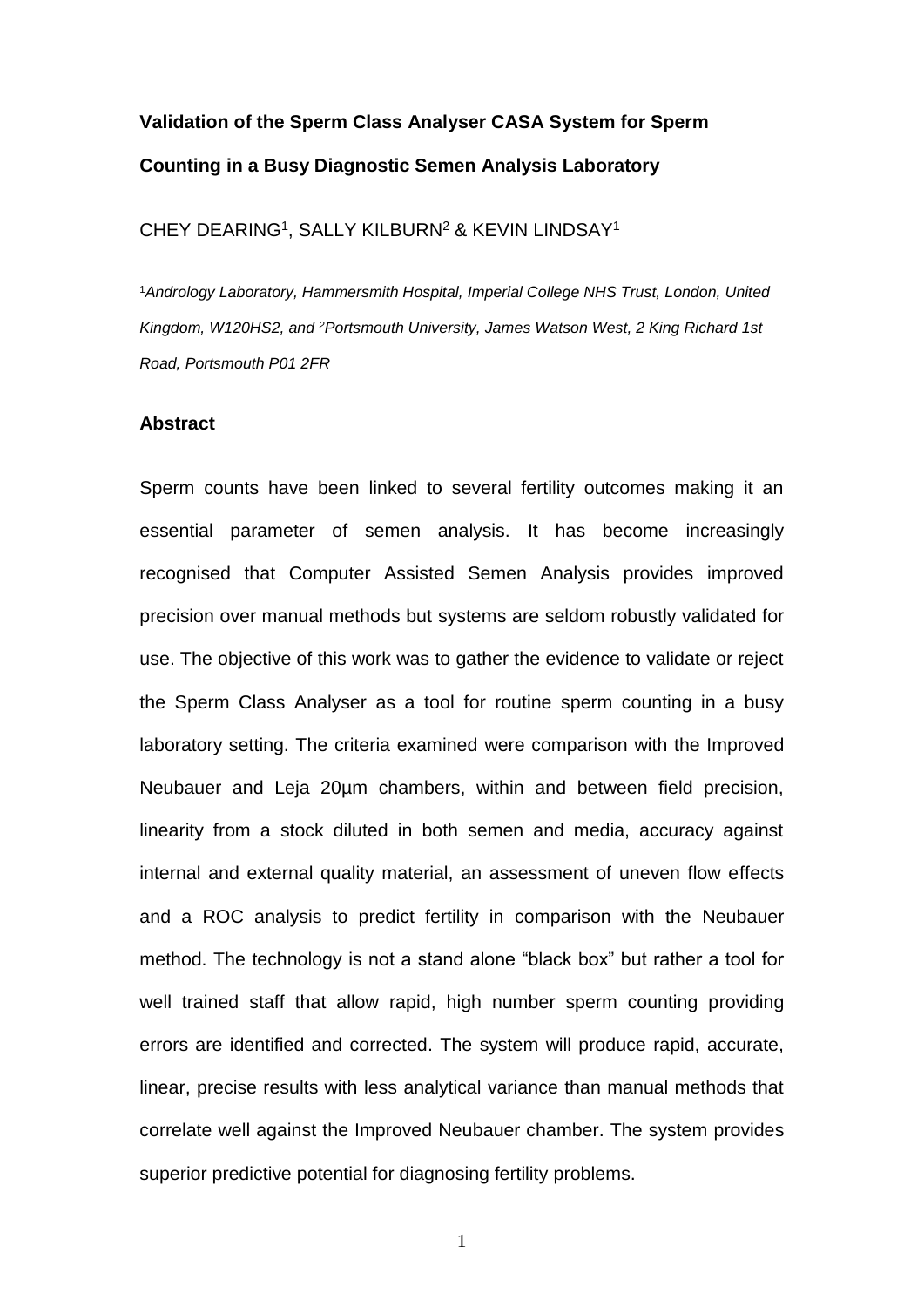**Validation of the Sperm Class Analyser CASA System for Sperm Counting in a Busy Diagnostic Semen Analysis Laboratory**

CHEY DEARING[1], SALLY KILBURN[2] & KEVIN LINDSAY[1]

[1]*Andrology Laboratory, Hammersmith Hospital, Imperial College NHS Trust, London, United Kingdom, W120HS2, and* [2]*Portsmouth University, James Watson West, 2 King Richard 1st Road, Portsmouth P01 2FR*

**Abstract**

Sperm counts have been linked to several fertility outcomes making it an essential parameter of semen analysis. It has become increasingly recognised that Computer Assisted Semen Analysis provides improved precision over manual methods but systems are seldom robustly validated for use. The objective of this work was to gather the evidence to validate or reject the Sperm Class Analyser as a tool for routine sperm counting in a busy laboratory setting. The criteria examined were comparison with the Improved Neubauer and Leja 20µm chambers, within and between field precision, linearity from a stock diluted in both semen and media, accuracy against internal and external quality material, an assessment of uneven flow effects and a ROC analysis to predict fertility in comparison with the Neubauer method. The technology is not a stand alone "black box" but rather a tool for well trained staff that allow rapid, high number sperm counting providing errors are identified and corrected. The system will produce rapid, accurate, linear, precise results with less analytical variance than manual methods that correlate well against the Improved Neubauer chamber. The system provides superior predictive potential for diagnosing fertility problems.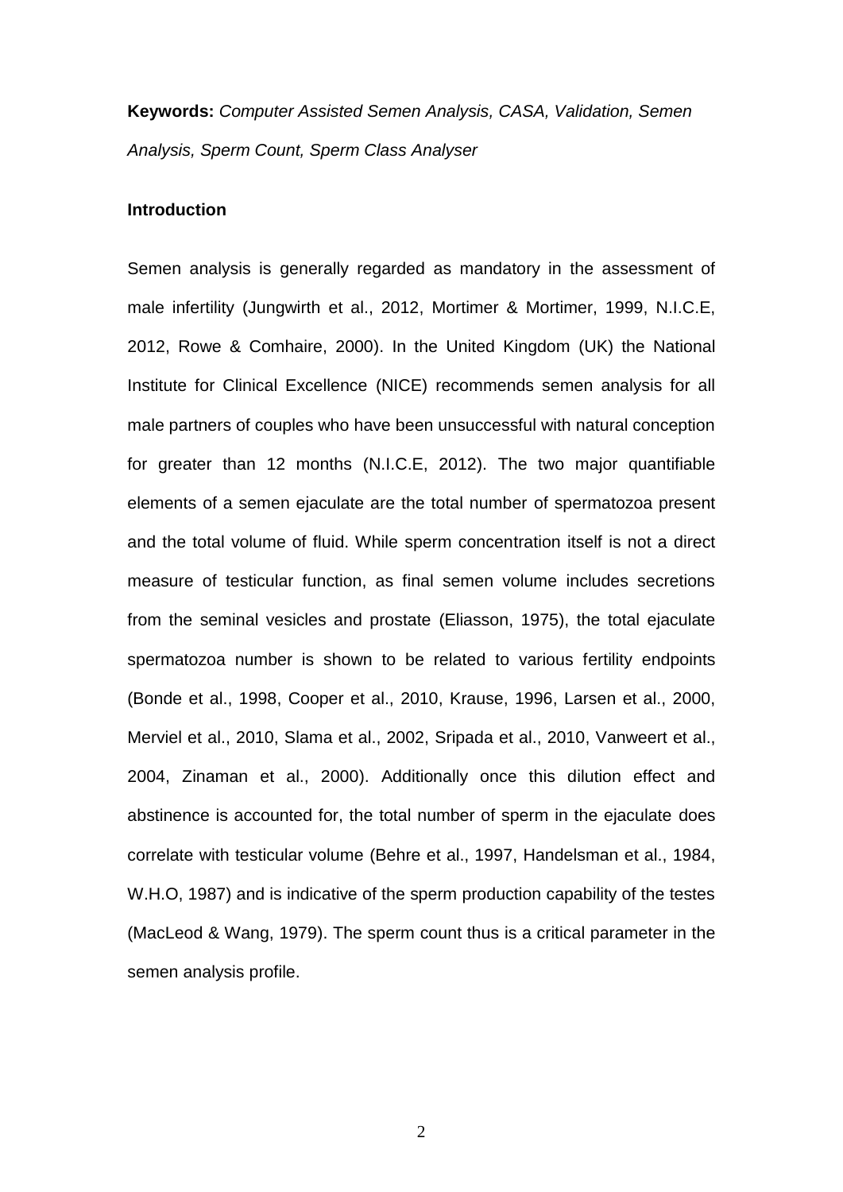**Keywords:** *Computer Assisted Semen Analysis, CASA, Validation, Semen Analysis, Sperm Count, Sperm Class Analyser*

## Introduction

Semen analysis is generally regarded as mandatory in the assessment of male infertility (Jungwirth et al., 2012, Mortimer & Mortimer, 1999, N.I.C.E, 2012, Rowe & Comhaire, 2000). In the United Kingdom (UK) the National Institute for Clinical Excellence (NICE) recommends semen analysis for all male partners of couples who have been unsuccessful with natural conception for greater than 12 months (N.I.C.E, 2012). The two major quantifiable elements of a semen ejaculate are the total number of spermatozoa present and the total volume of fluid. While sperm concentration itself is not a direct measure of testicular function, as final semen volume includes secretions from the seminal vesicles and prostate (Eliasson, 1975), the total ejaculate spermatozoa number is shown to be related to various fertility endpoints (Bonde et al., 1998, Cooper et al., 2010, Krause, 1996, Larsen et al., 2000, Merviel et al., 2010, Slama et al., 2002, Sripada et al., 2010, Vanweert et al., 2004, Zinaman et al., 2000). Additionally once this dilution effect and abstinence is accounted for, the total number of sperm in the ejaculate does correlate with testicular volume (Behre et al., 1997, Handelsman et al., 1984, W.H.O, 1987) and is indicative of the sperm production capability of the testes (MacLeod & Wang, 1979). The sperm count thus is a critical parameter in the semen analysis profile.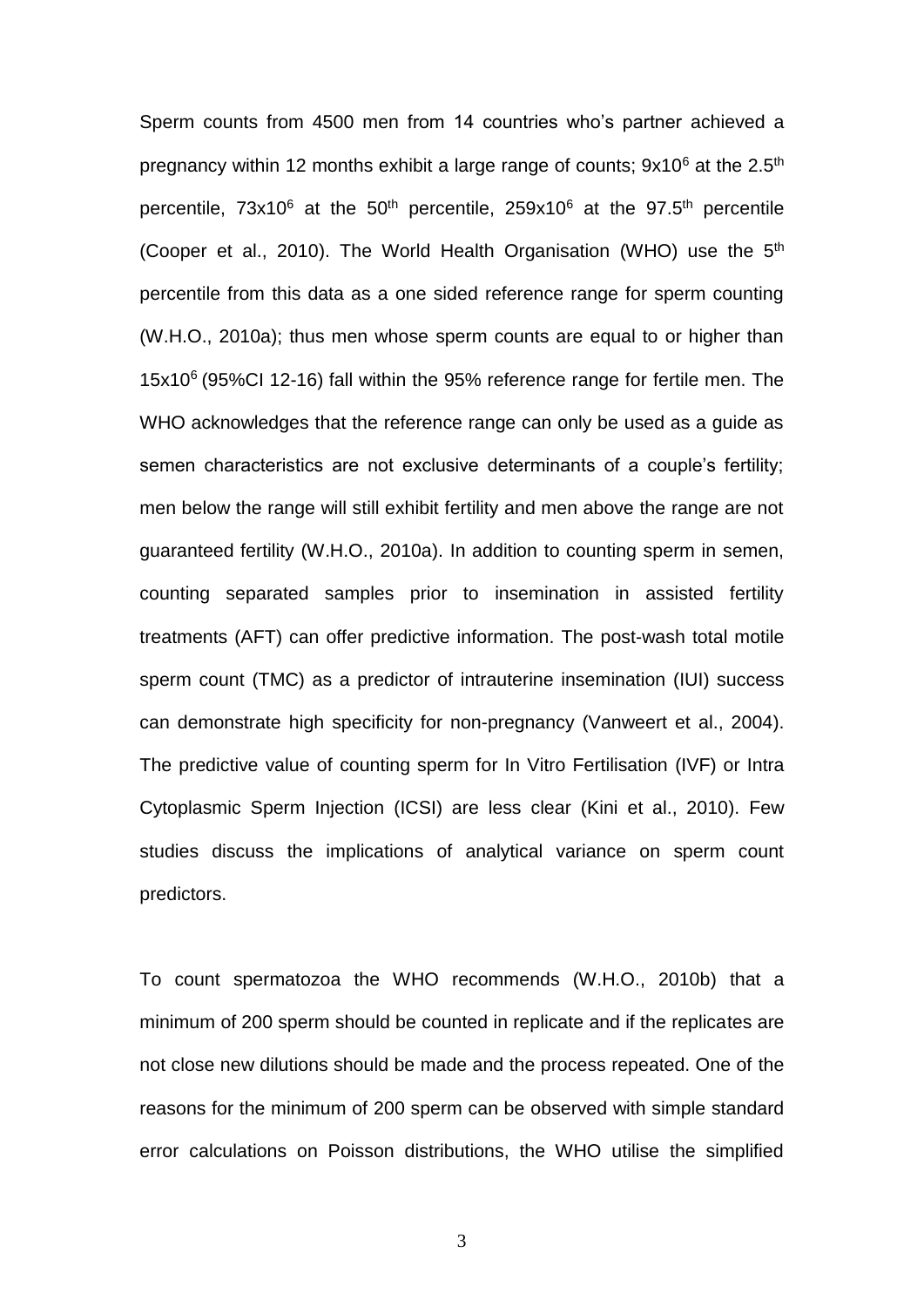Sperm counts from 4500 men from 14 countries who's partner achieved a pregnancy within 12 months exhibit a large range of counts; $9x10^6$ at the $2.5^{th}$ percentile, $73x10^6$ at the $50^{th}$ percentile, $259x10^6$ at the $97.5^{th}$ percentile (Cooper et al., 2010). The World Health Organisation (WHO) use the $5^{th}$ percentile from this data as a one sided reference range for sperm counting (W.H.O., 2010a); thus men whose sperm counts are equal to or higher than $15x10^6$ (95%CI 12-16) fall within the 95% reference range for fertile men. The WHO acknowledges that the reference range can only be used as a guide as semen characteristics are not exclusive determinants of a couple's fertility; men below the range will still exhibit fertility and men above the range are not guaranteed fertility (W.H.O., 2010a). In addition to counting sperm in semen, counting separated samples prior to insemination in assisted fertility treatments (AFT) can offer predictive information. The post-wash total motile sperm count (TMC) as a predictor of intrauterine insemination (IUI) success can demonstrate high specificity for non-pregnancy (Vanweert et al., 2004). The predictive value of counting sperm for In Vitro Fertilisation (IVF) or Intra Cytoplasmic Sperm Injection (ICSI) are less clear (Kini et al., 2010). Few studies discuss the implications of analytical variance on sperm count predictors.

To count spermatozoa the WHO recommends (W.H.O., 2010b) that a minimum of 200 sperm should be counted in replicate and if the replicates are not close new dilutions should be made and the process repeated. One of the reasons for the minimum of 200 sperm can be observed with simple standard error calculations on Poisson distributions, the WHO utilise the simplified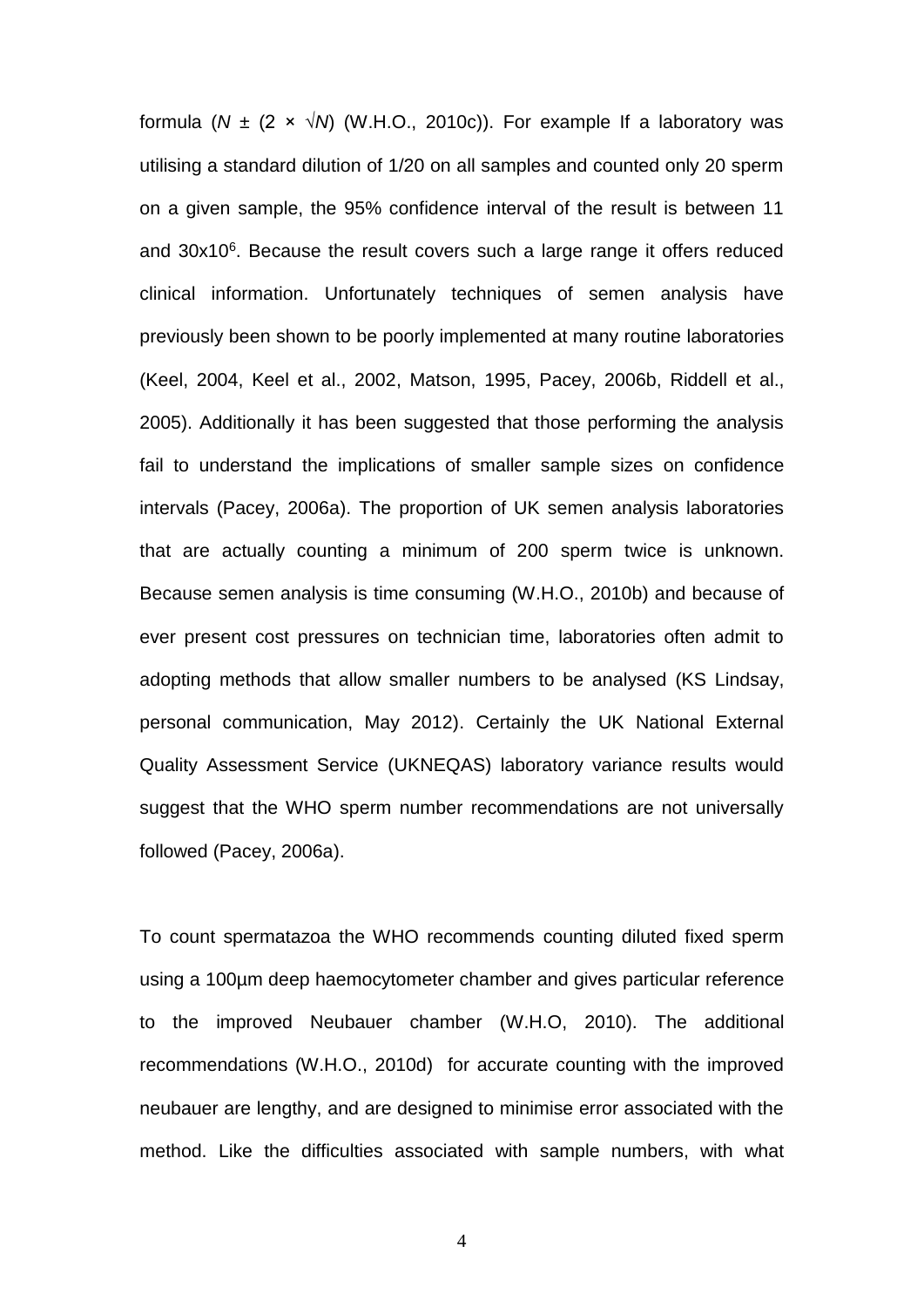formula ($N \pm (2 \times \sqrt{N})$ (W.H.O., 2010c)). For example If a laboratory was utilising a standard dilution of 1/20 on all samples and counted only 20 sperm on a given sample, the 95% confidence interval of the result is between 11 and $30 \times 10^6$. Because the result covers such a large range it offers reduced clinical information. Unfortunately techniques of semen analysis have previously been shown to be poorly implemented at many routine laboratories (Keel, 2004, Keel et al., 2002, Matson, 1995, Pacey, 2006b, Riddell et al., 2005). Additionally it has been suggested that those performing the analysis fail to understand the implications of smaller sample sizes on confidence intervals (Pacey, 2006a). The proportion of UK semen analysis laboratories that are actually counting a minimum of 200 sperm twice is unknown. Because semen analysis is time consuming (W.H.O., 2010b) and because of ever present cost pressures on technician time, laboratories often admit to adopting methods that allow smaller numbers to be analysed (KS Lindsay, personal communication, May 2012). Certainly the UK National External Quality Assessment Service (UKNEQAS) laboratory variance results would suggest that the WHO sperm number recommendations are not universally followed (Pacey, 2006a).

To count spermatazoa the WHO recommends counting diluted fixed sperm using a 100µm deep haemocytometer chamber and gives particular reference to the improved Neubauer chamber (W.H.O, 2010). The additional recommendations (W.H.O., 2010d) for accurate counting with the improved neubauer are lengthy, and are designed to minimise error associated with the method. Like the difficulties associated with sample numbers, with what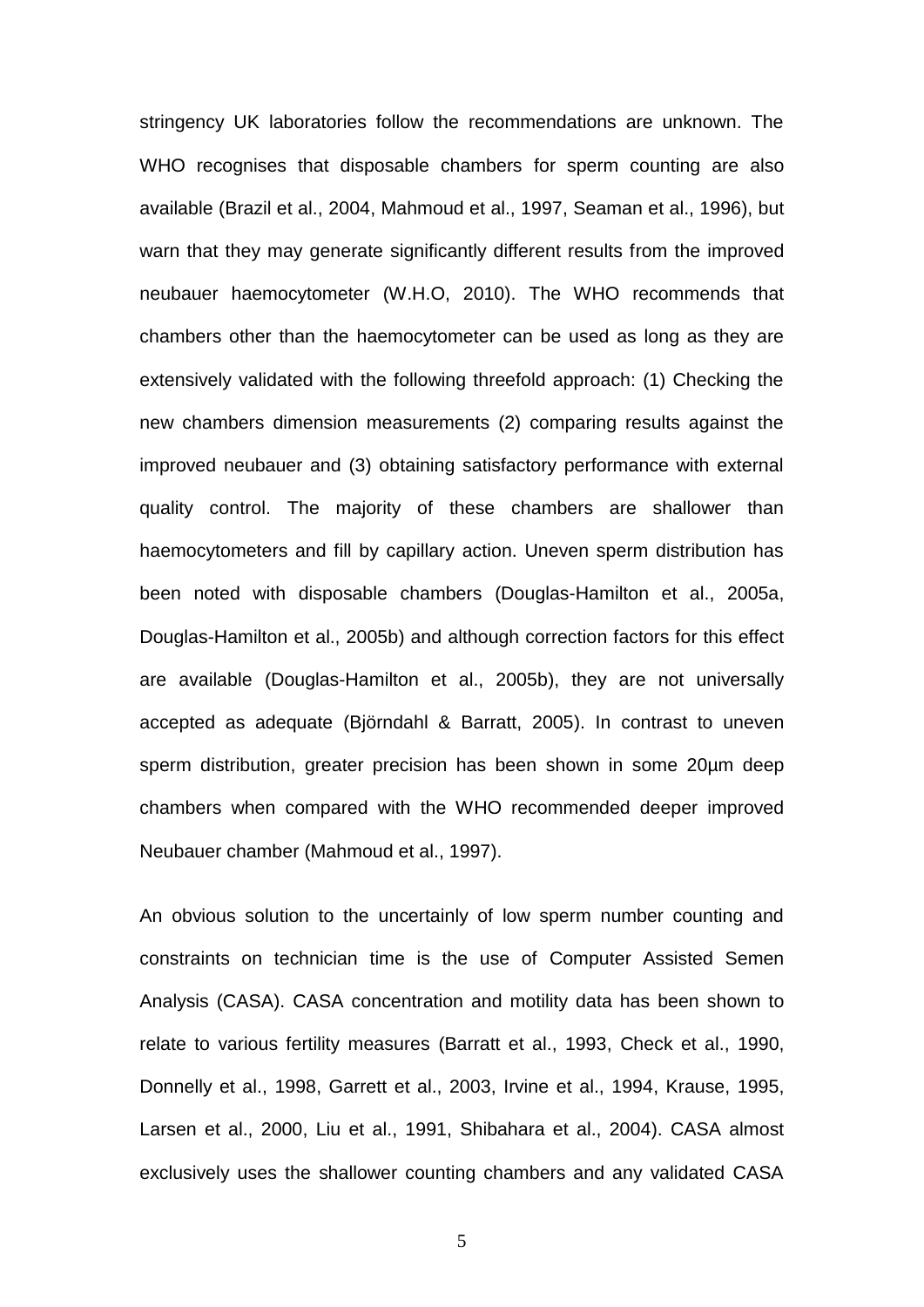stringency UK laboratories follow the recommendations are unknown. The WHO recognises that disposable chambers for sperm counting are also available (Brazil et al., 2004, Mahmoud et al., 1997, Seaman et al., 1996), but warn that they may generate significantly different results from the improved neubauer haemocytometer (W.H.O, 2010). The WHO recommends that chambers other than the haemocytometer can be used as long as they are extensively validated with the following threefold approach: (1) Checking the new chambers dimension measurements (2) comparing results against the improved neubauer and (3) obtaining satisfactory performance with external quality control. The majority of these chambers are shallower than haemocytometers and fill by capillary action. Uneven sperm distribution has been noted with disposable chambers (Douglas-Hamilton et al., 2005a, Douglas-Hamilton et al., 2005b) and although correction factors for this effect are available (Douglas-Hamilton et al., 2005b), they are not universally accepted as adequate (Björndahl & Barratt, 2005). In contrast to uneven sperm distribution, greater precision has been shown in some 20µm deep chambers when compared with the WHO recommended deeper improved Neubauer chamber (Mahmoud et al., 1997).

An obvious solution to the uncertainly of low sperm number counting and constraints on technician time is the use of Computer Assisted Semen Analysis (CASA). CASA concentration and motility data has been shown to relate to various fertility measures (Barratt et al., 1993, Check et al., 1990, Donnelly et al., 1998, Garrett et al., 2003, Irvine et al., 1994, Krause, 1995, Larsen et al., 2000, Liu et al., 1991, Shibahara et al., 2004). CASA almost exclusively uses the shallower counting chambers and any validated CASA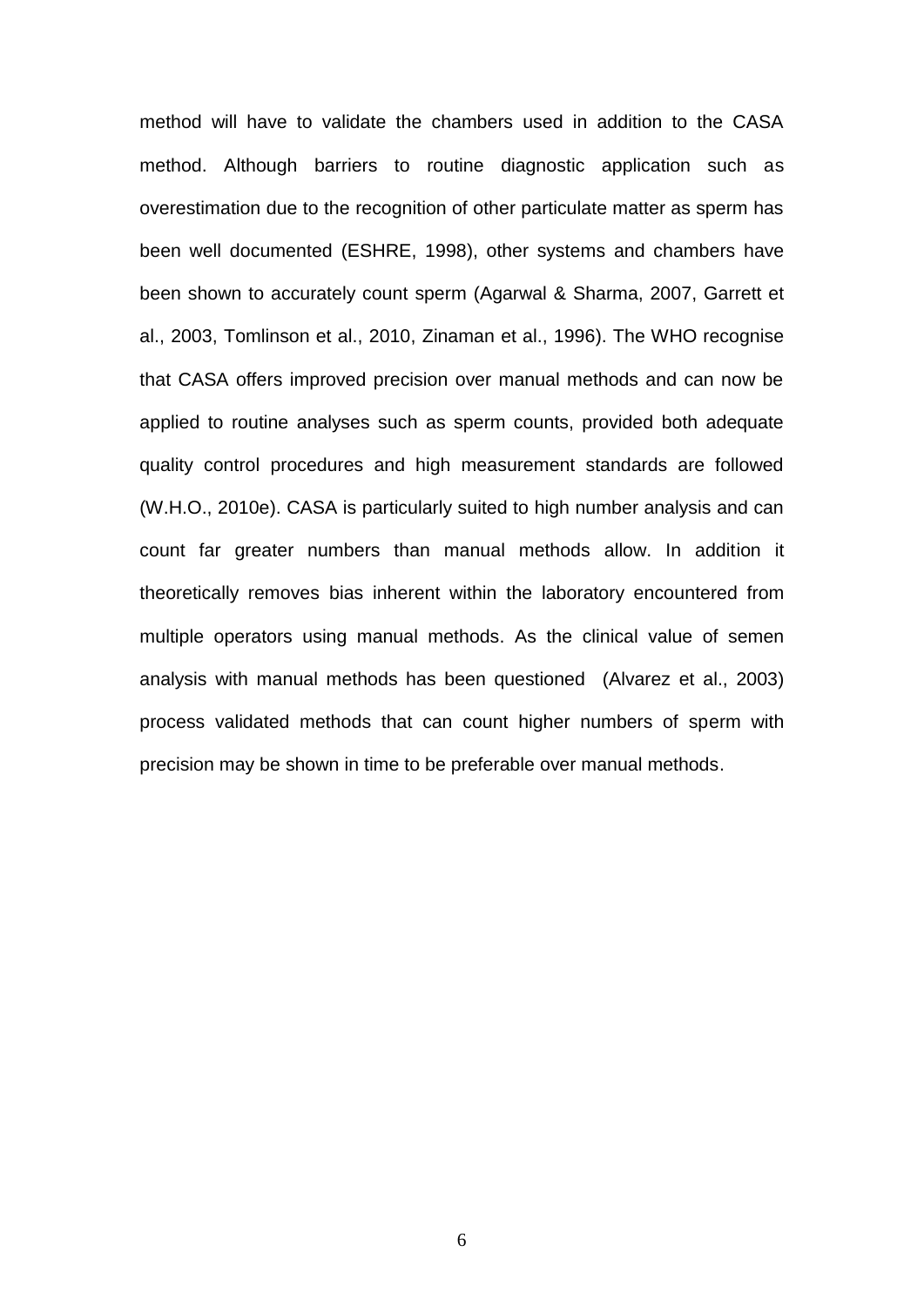method will have to validate the chambers used in addition to the CASA method. Although barriers to routine diagnostic application such as overestimation due to the recognition of other particulate matter as sperm has been well documented (ESHRE, 1998), other systems and chambers have been shown to accurately count sperm (Agarwal & Sharma, 2007, Garrett et al., 2003, Tomlinson et al., 2010, Zinaman et al., 1996). The WHO recognise that CASA offers improved precision over manual methods and can now be applied to routine analyses such as sperm counts, provided both adequate quality control procedures and high measurement standards are followed (W.H.O., 2010e). CASA is particularly suited to high number analysis and can count far greater numbers than manual methods allow. In addition it theoretically removes bias inherent within the laboratory encountered from multiple operators using manual methods. As the clinical value of semen analysis with manual methods has been questioned (Alvarez et al., 2003) process validated methods that can count higher numbers of sperm with precision may be shown in time to be preferable over manual methods.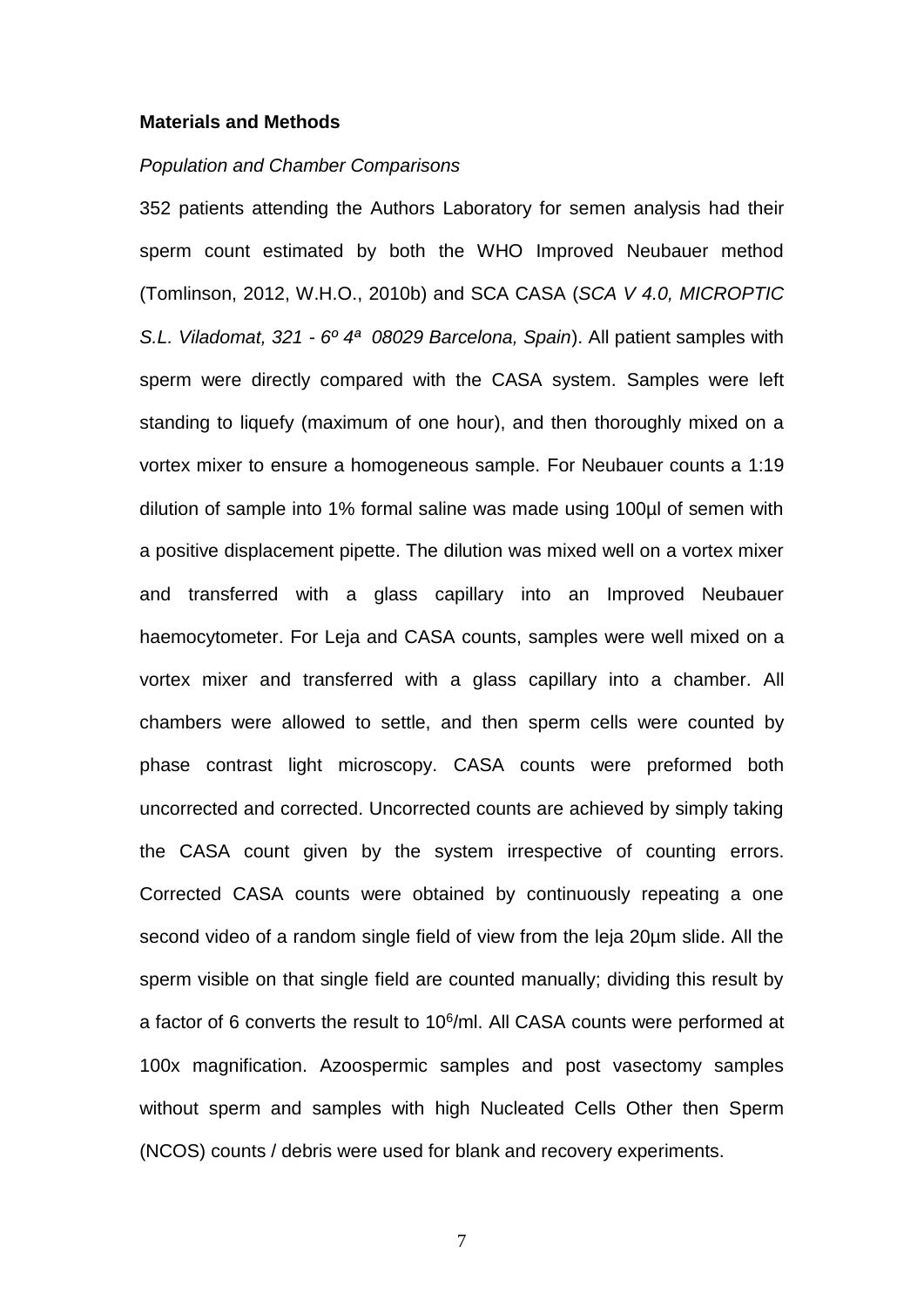**Materials and Methods**

*Population and Chamber Comparisons*

352 patients attending the Authors Laboratory for semen analysis had their sperm count estimated by both the WHO Improved Neubauer method (Tomlinson, 2012, W.H.O., 2010b) and SCA CASA (*SCA V 4.0, MICROPTIC S.L. Viladomat, 321 - 6º 4ª 08029 Barcelona, Spain*). All patient samples with sperm were directly compared with the CASA system. Samples were left standing to liquefy (maximum of one hour), and then thoroughly mixed on a vortex mixer to ensure a homogeneous sample. For Neubauer counts a 1:19 dilution of sample into 1% formal saline was made using 100µl of semen with a positive displacement pipette. The dilution was mixed well on a vortex mixer and transferred with a glass capillary into an Improved Neubauer haemocytometer. For Leja and CASA counts, samples were well mixed on a vortex mixer and transferred with a glass capillary into a chamber. All chambers were allowed to settle, and then sperm cells were counted by phase contrast light microscopy. CASA counts were preformed both uncorrected and corrected. Uncorrected counts are achieved by simply taking the CASA count given by the system irrespective of counting errors. Corrected CASA counts were obtained by continuously repeating a one second video of a random single field of view from the leja 20µm slide. All the sperm visible on that single field are counted manually; dividing this result by a factor of 6 converts the result to $10^6$/ml. All CASA counts were performed at 100x magnification. Azoospermic samples and post vasectomy samples without sperm and samples with high Nucleated Cells Other then Sperm (NCOS) counts / debris were used for blank and recovery experiments.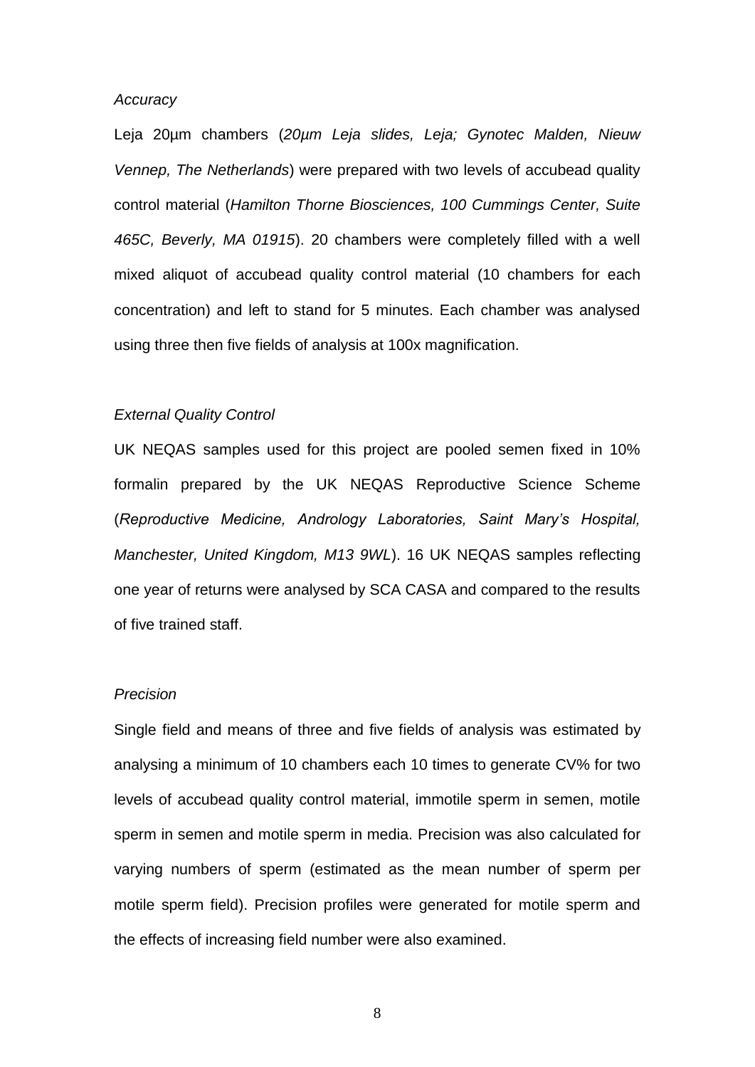*Accuracy*

Leja 20µm chambers (*20µm Leja slides, Leja; Gynotec Malden, Nieuw Vennep, The Netherlands*) were prepared with two levels of accubead quality control material (*Hamilton Thorne Biosciences, 100 Cummings Center, Suite 465C, Beverly, MA 01915*). 20 chambers were completely filled with a well mixed aliquot of accubead quality control material (10 chambers for each concentration) and left to stand for 5 minutes. Each chamber was analysed using three then five fields of analysis at 100x magnification.

*External Quality Control*

UK NEQAS samples used for this project are pooled semen fixed in 10% formalin prepared by the UK NEQAS Reproductive Science Scheme (*Reproductive Medicine, Andrology Laboratories, Saint Mary's Hospital, Manchester, United Kingdom, M13 9WL*). 16 UK NEQAS samples reflecting one year of returns were analysed by SCA CASA and compared to the results of five trained staff.

*Precision*

Single field and means of three and five fields of analysis was estimated by analysing a minimum of 10 chambers each 10 times to generate CV% for two levels of accubead quality control material, immotile sperm in semen, motile sperm in semen and motile sperm in media. Precision was also calculated for varying numbers of sperm (estimated as the mean number of sperm per motile sperm field). Precision profiles were generated for motile sperm and the effects of increasing field number were also examined.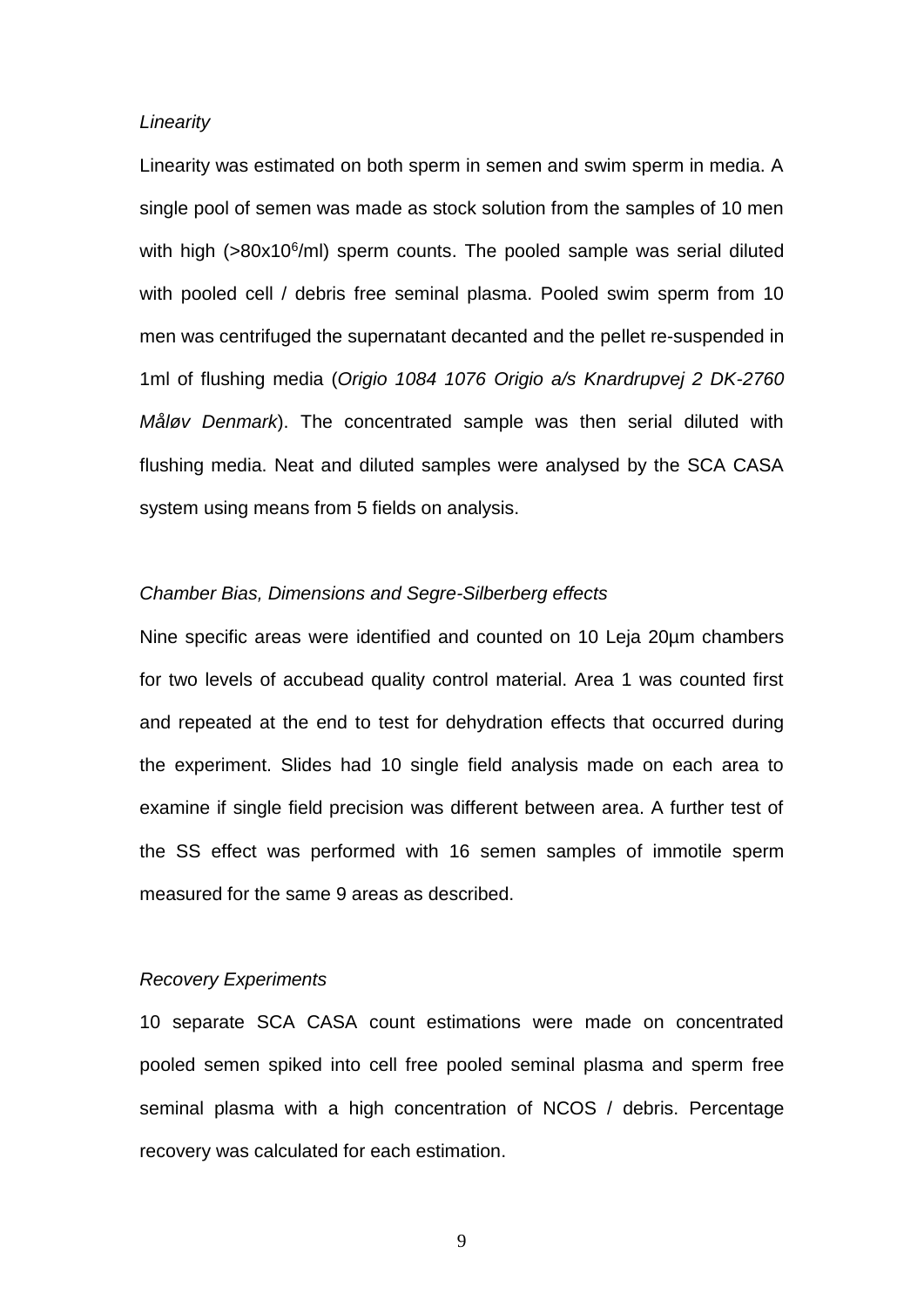*Linearity*

Linearity was estimated on both sperm in semen and swim sperm in media. A single pool of semen was made as stock solution from the samples of 10 men with high (>80x$10^6$/ml) sperm counts. The pooled sample was serial diluted with pooled cell / debris free seminal plasma. Pooled swim sperm from 10 men was centrifuged the supernatant decanted and the pellet re-suspended in 1ml of flushing media (*Origio 1084 1076 Origio a/s Knardrupvej 2 DK-2760 Måløv Denmark*). The concentrated sample was then serial diluted with flushing media. Neat and diluted samples were analysed by the SCA CASA system using means from 5 fields on analysis.

*Chamber Bias, Dimensions and Segre-Silberberg effects*

Nine specific areas were identified and counted on 10 Leja 20µm chambers for two levels of accubead quality control material. Area 1 was counted first and repeated at the end to test for dehydration effects that occurred during the experiment. Slides had 10 single field analysis made on each area to examine if single field precision was different between area. A further test of the SS effect was performed with 16 semen samples of immotile sperm measured for the same 9 areas as described.

*Recovery Experiments*

10 separate SCA CASA count estimations were made on concentrated pooled semen spiked into cell free pooled seminal plasma and sperm free seminal plasma with a high concentration of NCOS / debris. Percentage recovery was calculated for each estimation.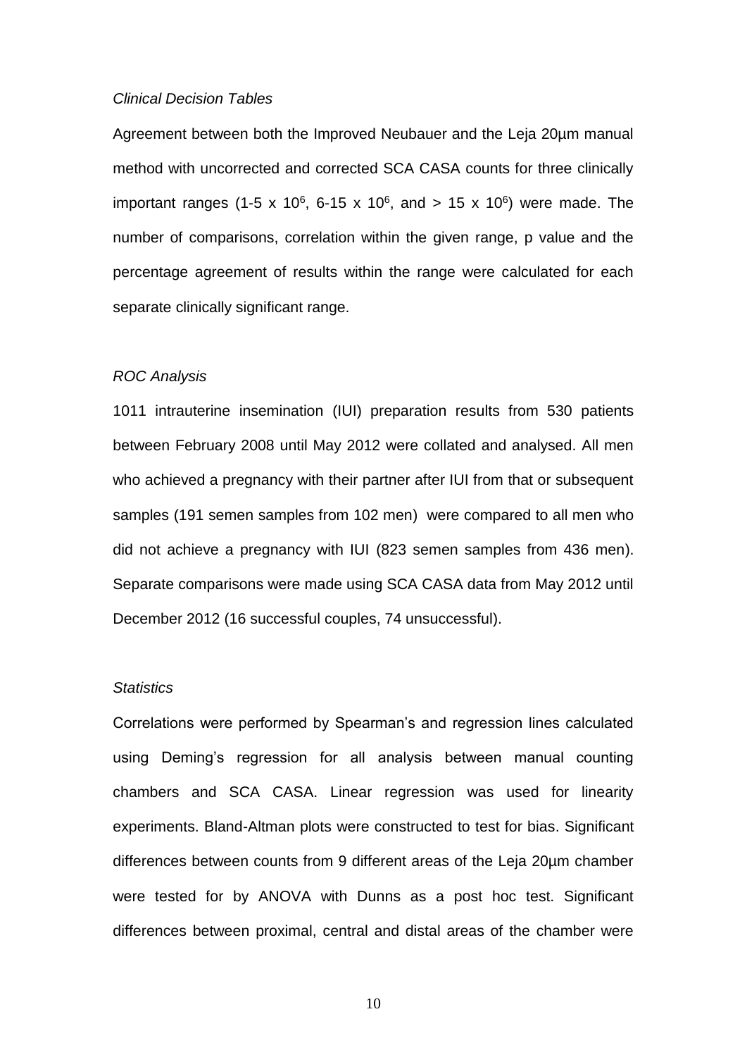*Clinical Decision Tables*

Agreement between both the Improved Neubauer and the Leja 20µm manual method with uncorrected and corrected SCA CASA counts for three clinically important ranges (1-5 x $10^6$, 6-15 x $10^6$, and > 15 x $10^6$) were made. The number of comparisons, correlation within the given range, p value and the percentage agreement of results within the range were calculated for each separate clinically significant range.

*ROC Analysis*

1011 intrauterine insemination (IUI) preparation results from 530 patients between February 2008 until May 2012 were collated and analysed. All men who achieved a pregnancy with their partner after IUI from that or subsequent samples (191 semen samples from 102 men) were compared to all men who did not achieve a pregnancy with IUI (823 semen samples from 436 men). Separate comparisons were made using SCA CASA data from May 2012 until December 2012 (16 successful couples, 74 unsuccessful).

*Statistics*

Correlations were performed by Spearman's and regression lines calculated using Deming's regression for all analysis between manual counting chambers and SCA CASA. Linear regression was used for linearity experiments. Bland-Altman plots were constructed to test for bias. Significant differences between counts from 9 different areas of the Leja 20µm chamber were tested for by ANOVA with Dunns as a post hoc test. Significant differences between proximal, central and distal areas of the chamber were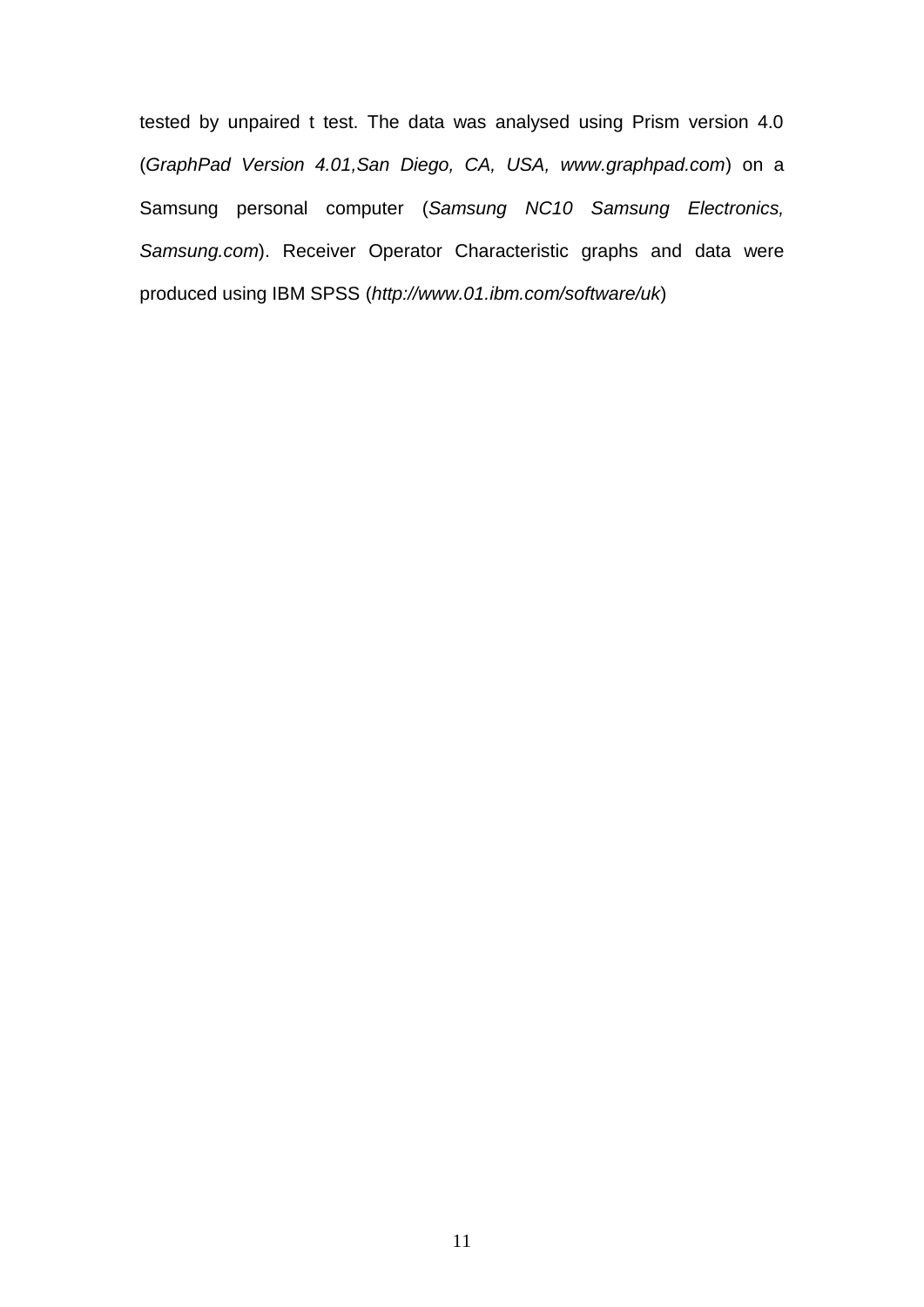tested by unpaired t test. The data was analysed using Prism version 4.0 (*GraphPad Version 4.01,San Diego, CA, USA, www.graphpad.com*) on a Samsung personal computer (*Samsung NC10 Samsung Electronics, Samsung.com*). Receiver Operator Characteristic graphs and data were produced using IBM SPSS (*http://www.01.ibm.com/software/uk*)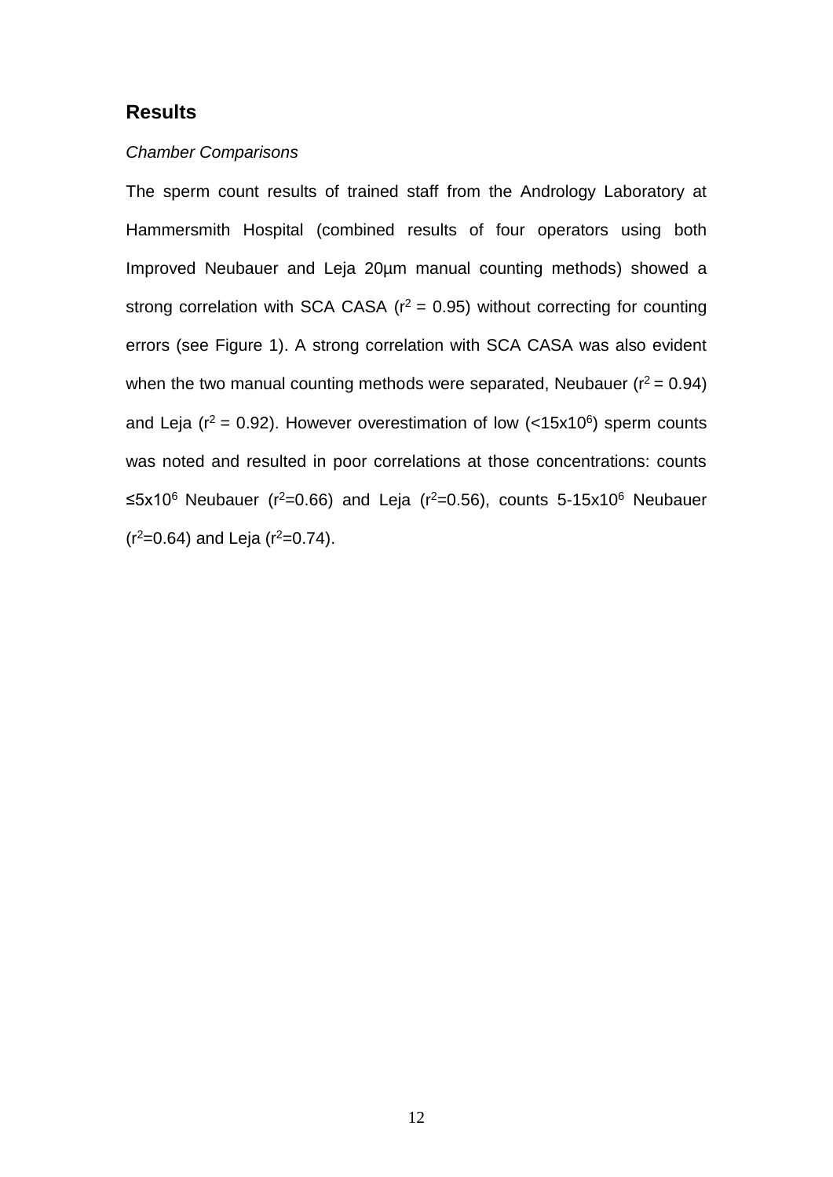## Results

*Chamber Comparisons*

The sperm count results of trained staff from the Andrology Laboratory at Hammersmith Hospital (combined results of four operators using both Improved Neubauer and Leja 20µm manual counting methods) showed a strong correlation with SCA CASA ($r^2 = 0.95$) without correcting for counting errors (see Figure 1). A strong correlation with SCA CASA was also evident when the two manual counting methods were separated, Neubauer ($r^2 = 0.94$) and Leja ($r^2 = 0.92$). However overestimation of low ($<15 \times 10^6$) sperm counts was noted and resulted in poor correlations at those concentrations: counts $\leq 5 \times 10^6$ Neubauer ($r^2=0.66$) and Leja ($r^2=0.56$), counts 5-15x$10^6$ Neubauer ($r^2=0.64$) and Leja ($r^2=0.74$).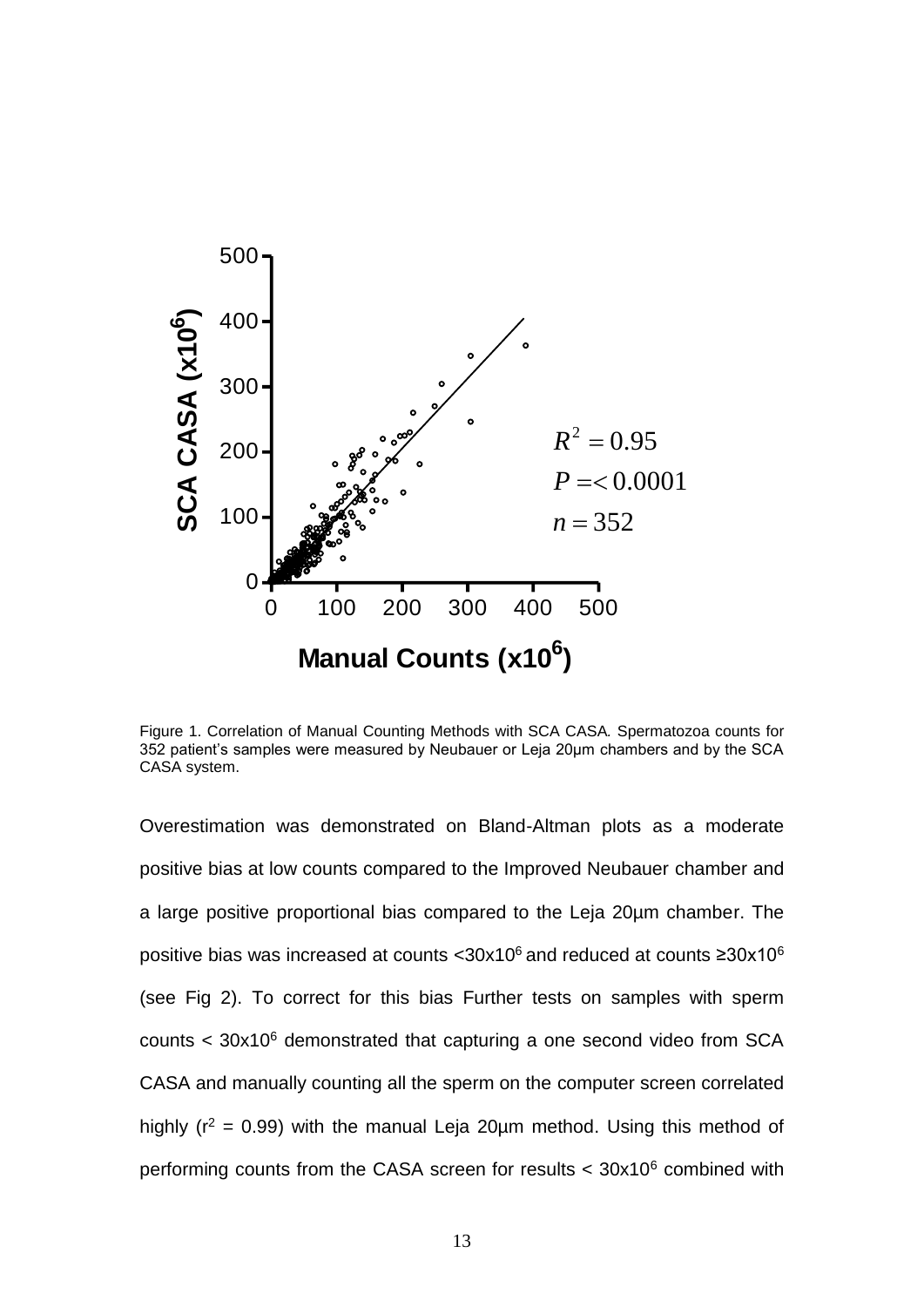Figure 1. Correlation of Manual Counting Methods with SCA CASA. Spermatozoa counts for 352 patient's samples were measured by Neubauer or Leja 20µm chambers and by the SCA CASA system.

Overestimation was demonstrated on Bland-Altman plots as a moderate positive bias at low counts compared to the Improved Neubauer chamber and a large positive proportional bias compared to the Leja 20µm chamber. The positive bias was increased at counts $<30x10^6$ and reduced at counts $\geq30x10^6$ (see Fig 2). To correct for this bias Further tests on samples with sperm counts $< 30x10^6$ demonstrated that capturing a one second video from SCA CASA and manually counting all the sperm on the computer screen correlated highly ($r^2 = 0.99$) with the manual Leja 20µm method. Using this method of performing counts from the CASA screen for results $< 30x10^6$ combined with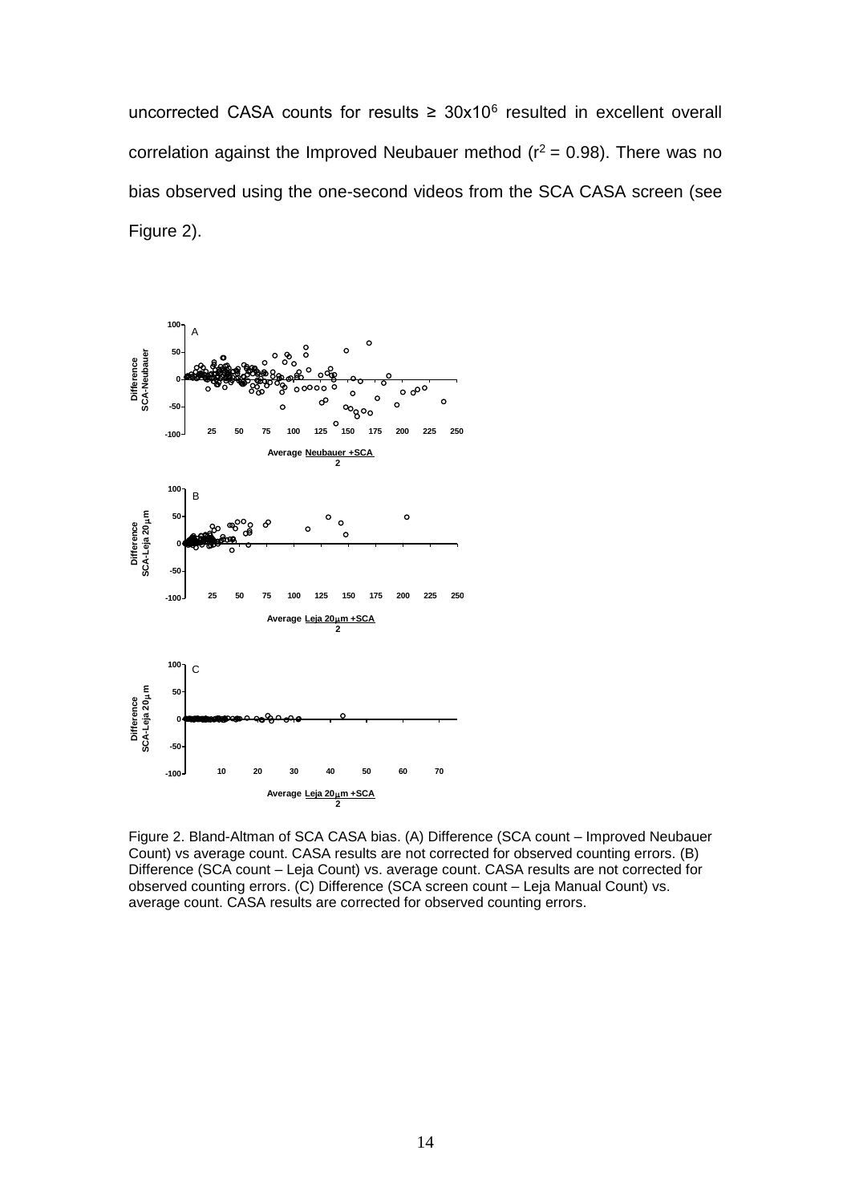uncorrected CASA counts for results ≥ 30x10[6] resulted in excellent overall correlation against the Improved Neubauer method ($r^2 = 0.98$). There was no bias observed using the one-second videos from the SCA CASA screen (see Figure 2).

Figure 2. Bland-Altman of SCA CASA bias. (A) Difference (SCA count – Improved Neubauer Count) vs average count. CASA results are not corrected for observed counting errors. (B) Difference (SCA count – Leja Count) vs. average count. CASA results are not corrected for observed counting errors. (C) Difference (SCA screen count – Leja Manual Count) vs. average count. CASA results are corrected for observed counting errors.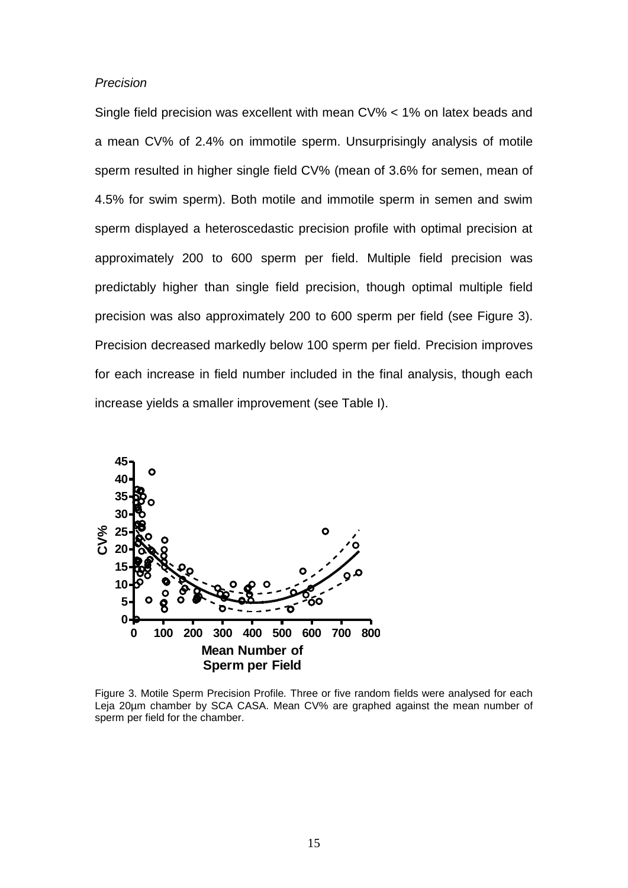*Precision*

Single field precision was excellent with mean CV% < 1% on latex beads and a mean CV% of 2.4% on immotile sperm. Unsurprisingly analysis of motile sperm resulted in higher single field CV% (mean of 3.6% for semen, mean of 4.5% for swim sperm). Both motile and immotile sperm in semen and swim sperm displayed a heteroscedastic precision profile with optimal precision at approximately 200 to 600 sperm per field. Multiple field precision was predictably higher than single field precision, though optimal multiple field precision was also approximately 200 to 600 sperm per field (see Figure 3). Precision decreased markedly below 100 sperm per field. Precision improves for each increase in field number included in the final analysis, though each increase yields a smaller improvement (see Table I).

Figure 3. Motile Sperm Precision Profile. Three or five random fields were analysed for each Leja 20µm chamber by SCA CASA. Mean CV% are graphed against the mean number of sperm per field for the chamber.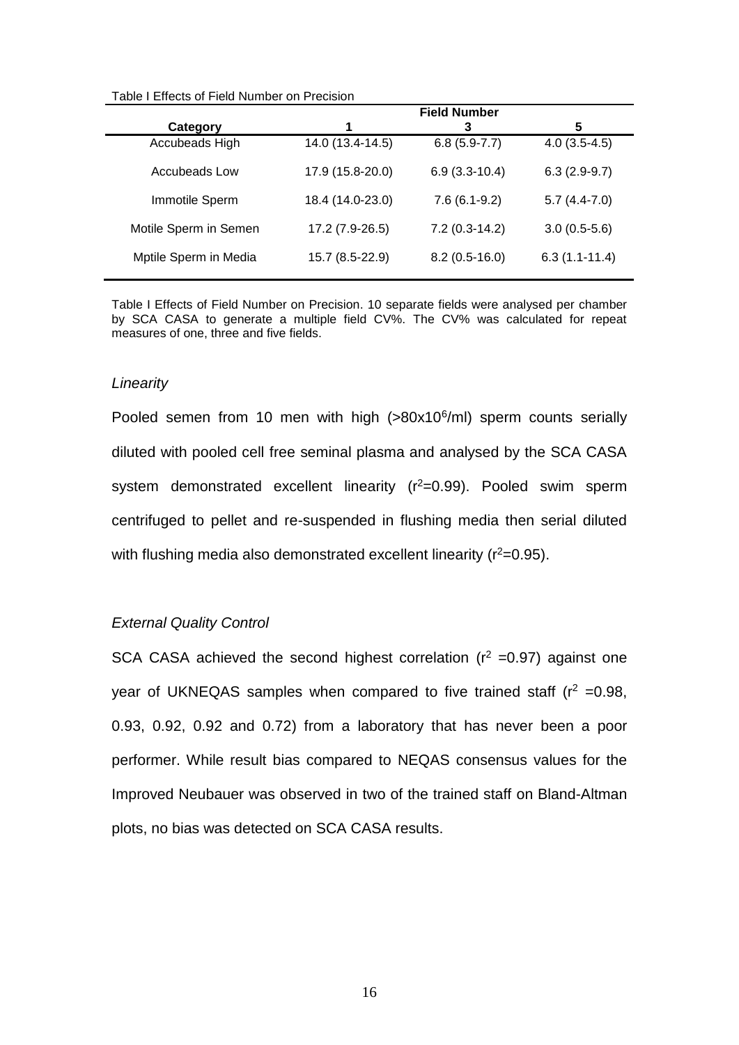Table I Effects of Field Number on Precision

| Category | Field Number | | |
|---|---|---|---|
| | 1 | 3 | 5 |
| Accubeads High | 14.0 (13.4-14.5) | 6.8 (5.9-7.7) | 4.0 (3.5-4.5) |
| Accubeads Low | 17.9 (15.8-20.0) | 6.9 (3.3-10.4) | 6.3 (2.9-9.7) |
| Immotile Sperm | 18.4 (14.0-23.0) | 7.6 (6.1-9.2) | 5.7 (4.4-7.0) |
| Motile Sperm in Semen | 17.2 (7.9-26.5) | 7.2 (0.3-14.2) | 3.0 (0.5-5.6) |
| Mptile Sperm in Media | 15.7 (8.5-22.9) | 8.2 (0.5-16.0) | 6.3 (1.1-11.4) |

Table I Effects of Field Number on Precision. 10 separate fields were analysed per chamber by SCA CASA to generate a multiple field CV%. The CV% was calculated for repeat measures of one, three and five fields.

*Linearity*

Pooled semen from 10 men with high (>80x$10^6$/ml) sperm counts serially diluted with pooled cell free seminal plasma and analysed by the SCA CASA system demonstrated excellent linearity ($r^2$=0.99). Pooled swim sperm centrifuged to pellet and re-suspended in flushing media then serial diluted with flushing media also demonstrated excellent linearity ($r^2$=0.95).

*External Quality Control*

SCA CASA achieved the second highest correlation ($r^2$ =0.97) against one year of UKNEQAS samples when compared to five trained staff ($r^2$ =0.98, 0.93, 0.92, 0.92 and 0.72) from a laboratory that has never been a poor performer. While result bias compared to NEQAS consensus values for the Improved Neubauer was observed in two of the trained staff on Bland-Altman plots, no bias was detected on SCA CASA results.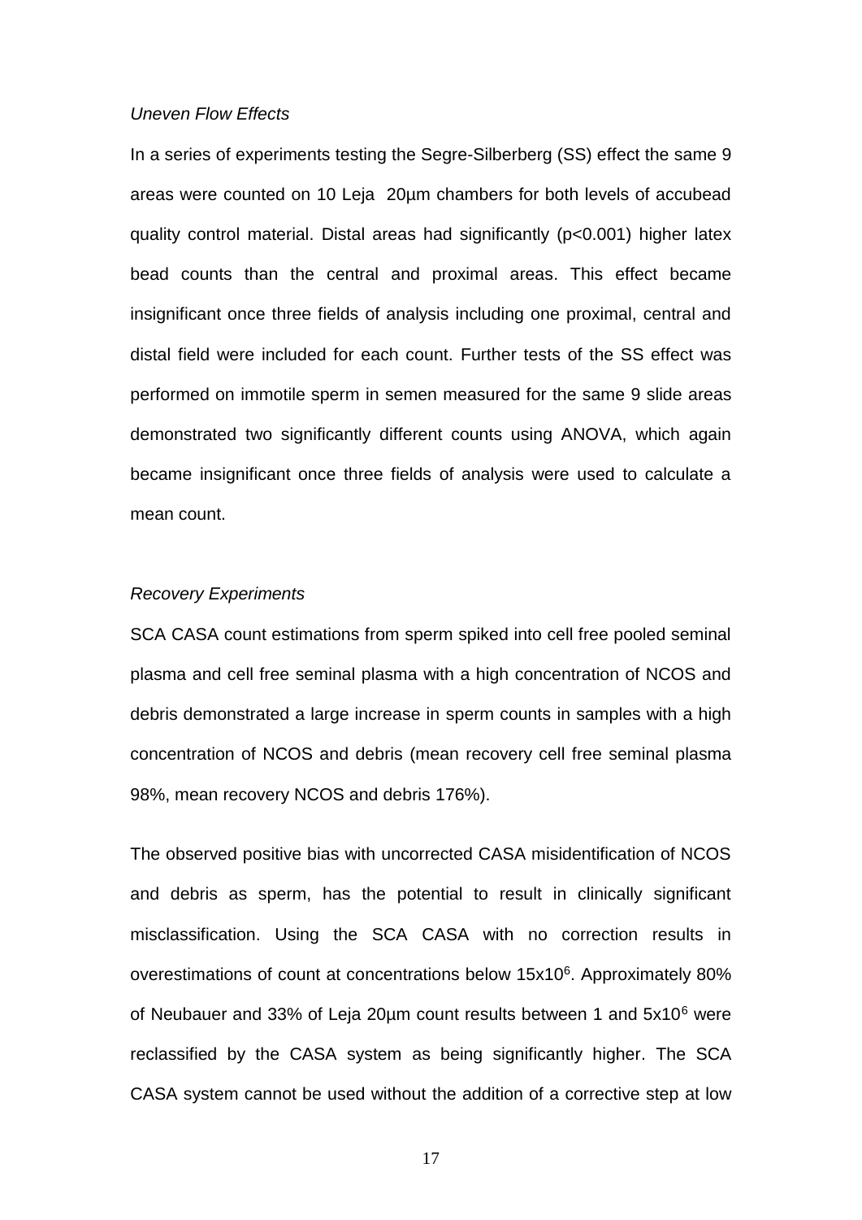*Uneven Flow Effects*

In a series of experiments testing the Segre-Silberberg (SS) effect the same 9 areas were counted on 10 Leja 20µm chambers for both levels of accubead quality control material. Distal areas had significantly ($p<0.001$) higher latex bead counts than the central and proximal areas. This effect became insignificant once three fields of analysis including one proximal, central and distal field were included for each count. Further tests of the SS effect was performed on immotile sperm in semen measured for the same 9 slide areas demonstrated two significantly different counts using ANOVA, which again became insignificant once three fields of analysis were used to calculate a mean count.

*Recovery Experiments*

SCA CASA count estimations from sperm spiked into cell free pooled seminal plasma and cell free seminal plasma with a high concentration of NCOS and debris demonstrated a large increase in sperm counts in samples with a high concentration of NCOS and debris (mean recovery cell free seminal plasma 98%, mean recovery NCOS and debris 176%).

The observed positive bias with uncorrected CASA misidentification of NCOS and debris as sperm, has the potential to result in clinically significant misclassification. Using the SCA CASA with no correction results in overestimations of count at concentrations below $15\text{x}10^6$. Approximately 80% of Neubauer and 33% of Leja 20µm count results between 1 and $5\text{x}10^6$ were reclassified by the CASA system as being significantly higher. The SCA CASA system cannot be used without the addition of a corrective step at low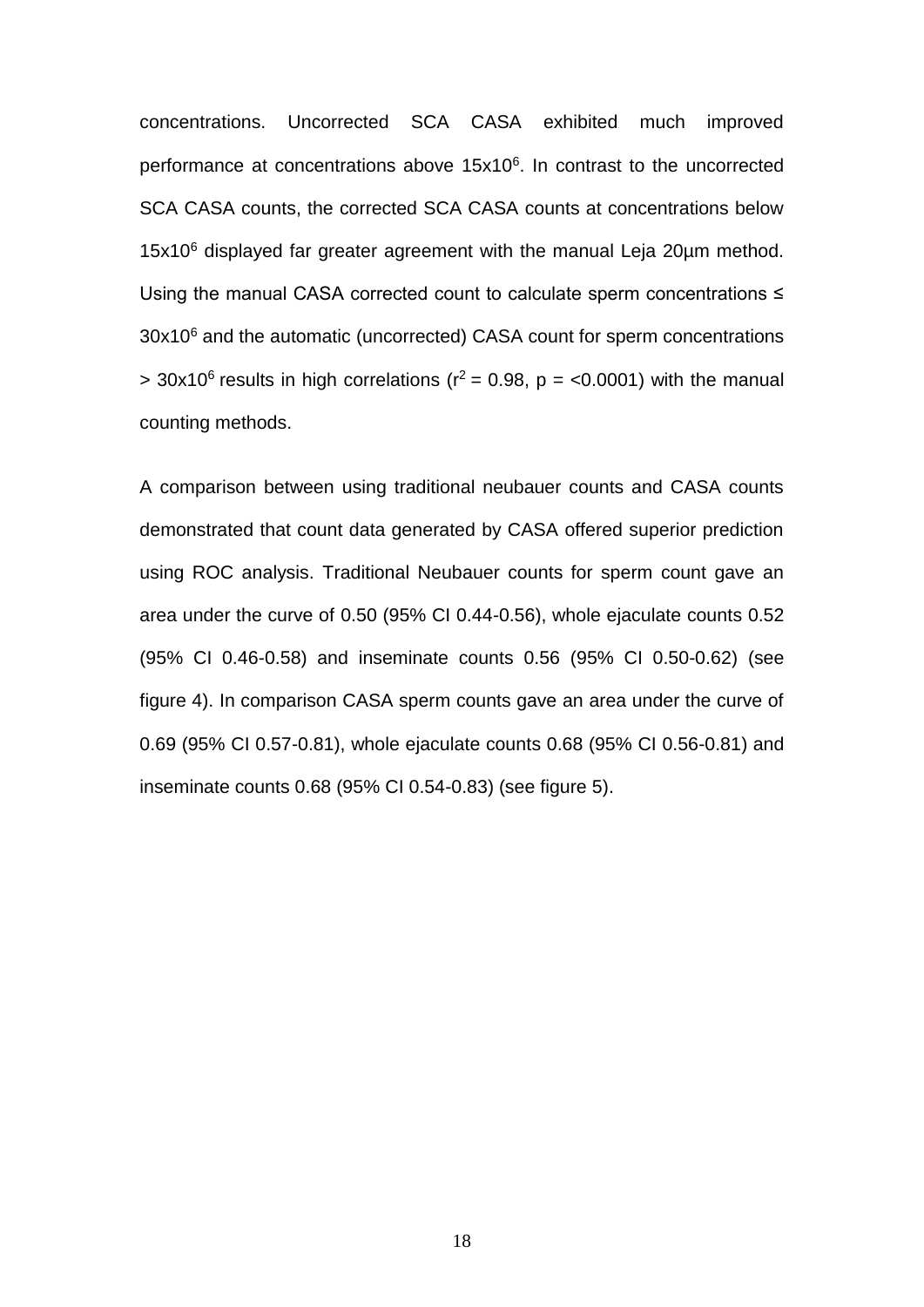concentrations. Uncorrected SCA CASA exhibited much improved performance at concentrations above $15x10^6$. In contrast to the uncorrected SCA CASA counts, the corrected SCA CASA counts at concentrations below $15x10^6$ displayed far greater agreement with the manual Leja 20µm method. Using the manual CASA corrected count to calculate sperm concentrations ≤ $30x10^6$ and the automatic (uncorrected) CASA count for sperm concentrations > $30x10^6$ results in high correlations ($r^2 = 0.98$, $p = <0.0001$) with the manual counting methods.

A comparison between using traditional neubauer counts and CASA counts demonstrated that count data generated by CASA offered superior prediction using ROC analysis. Traditional Neubauer counts for sperm count gave an area under the curve of 0.50 (95% CI 0.44-0.56), whole ejaculate counts 0.52 (95% CI 0.46-0.58) and inseminate counts 0.56 (95% CI 0.50-0.62) (see figure 4). In comparison CASA sperm counts gave an area under the curve of 0.69 (95% CI 0.57-0.81), whole ejaculate counts 0.68 (95% CI 0.56-0.81) and inseminate counts 0.68 (95% CI 0.54-0.83) (see figure 5).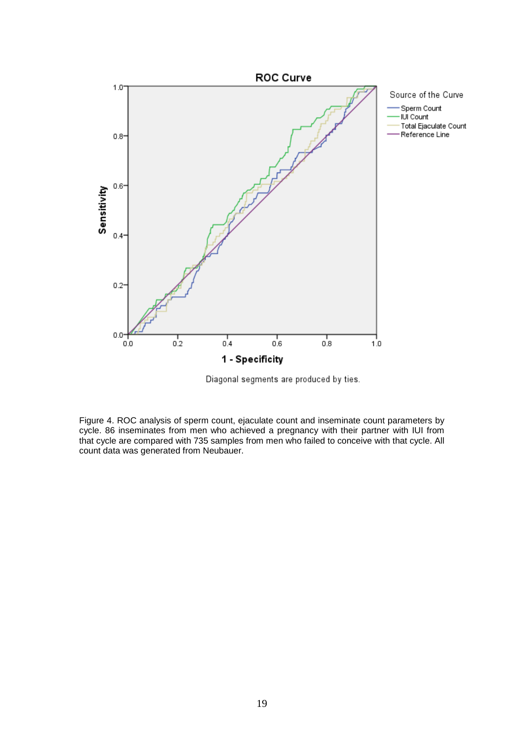Figure 4. ROC analysis of sperm count, ejaculate count and inseminate count parameters by cycle. 86 inseminates from men who achieved a pregnancy with their partner with IUI from that cycle are compared with 735 samples from men who failed to conceive with that cycle. All count data was generated from Neubauer.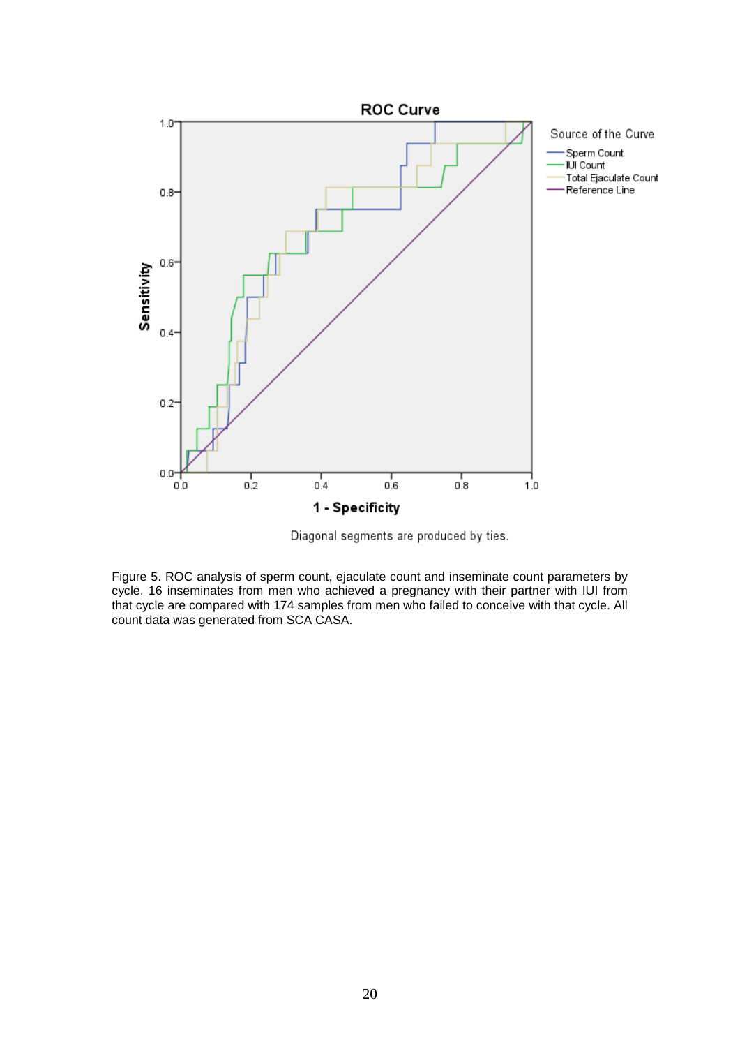Figure 5. ROC analysis of sperm count, ejaculate count and inseminate count parameters by cycle. 16 inseminates from men who achieved a pregnancy with their partner with IUI from that cycle are compared with 174 samples from men who failed to conceive with that cycle. All count data was generated from SCA CASA.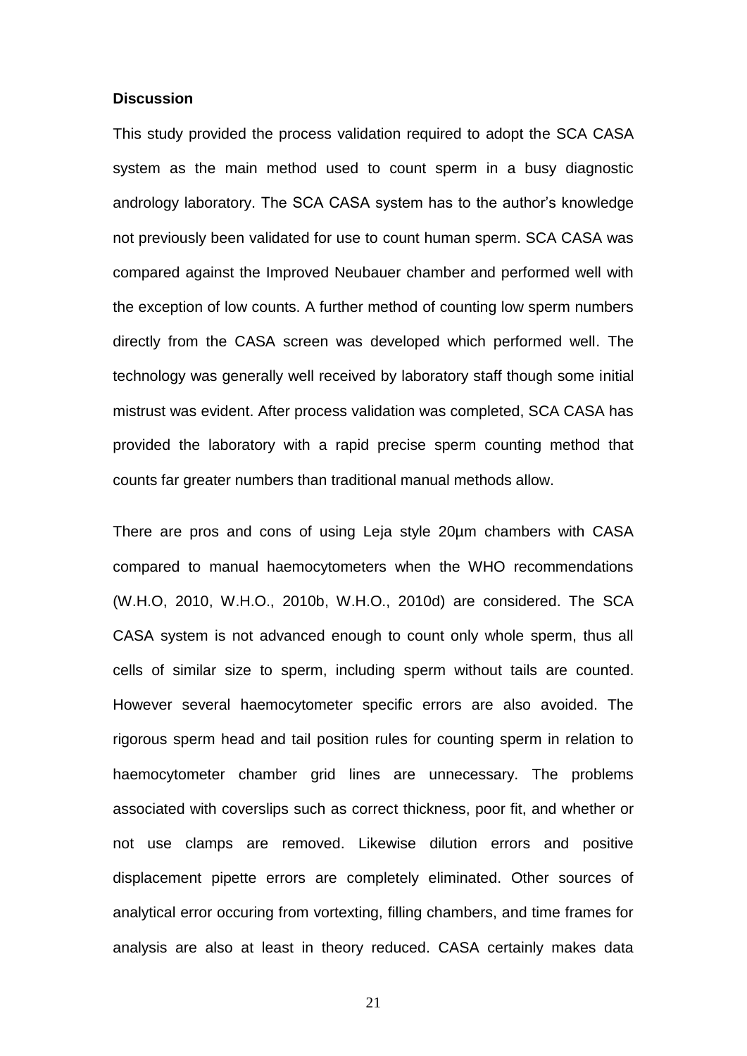**Discussion**

This study provided the process validation required to adopt the SCA CASA system as the main method used to count sperm in a busy diagnostic andrology laboratory. The SCA CASA system has to the author's knowledge not previously been validated for use to count human sperm. SCA CASA was compared against the Improved Neubauer chamber and performed well with the exception of low counts. A further method of counting low sperm numbers directly from the CASA screen was developed which performed well. The technology was generally well received by laboratory staff though some initial mistrust was evident. After process validation was completed, SCA CASA has provided the laboratory with a rapid precise sperm counting method that counts far greater numbers than traditional manual methods allow.

There are pros and cons of using Leja style 20µm chambers with CASA compared to manual haemocytometers when the WHO recommendations (W.H.O, 2010, W.H.O., 2010b, W.H.O., 2010d) are considered. The SCA CASA system is not advanced enough to count only whole sperm, thus all cells of similar size to sperm, including sperm without tails are counted. However several haemocytometer specific errors are also avoided. The rigorous sperm head and tail position rules for counting sperm in relation to haemocytometer chamber grid lines are unnecessary. The problems associated with coverslips such as correct thickness, poor fit, and whether or not use clamps are removed. Likewise dilution errors and positive displacement pipette errors are completely eliminated. Other sources of analytical error occuring from vortexting, filling chambers, and time frames for analysis are also at least in theory reduced. CASA certainly makes data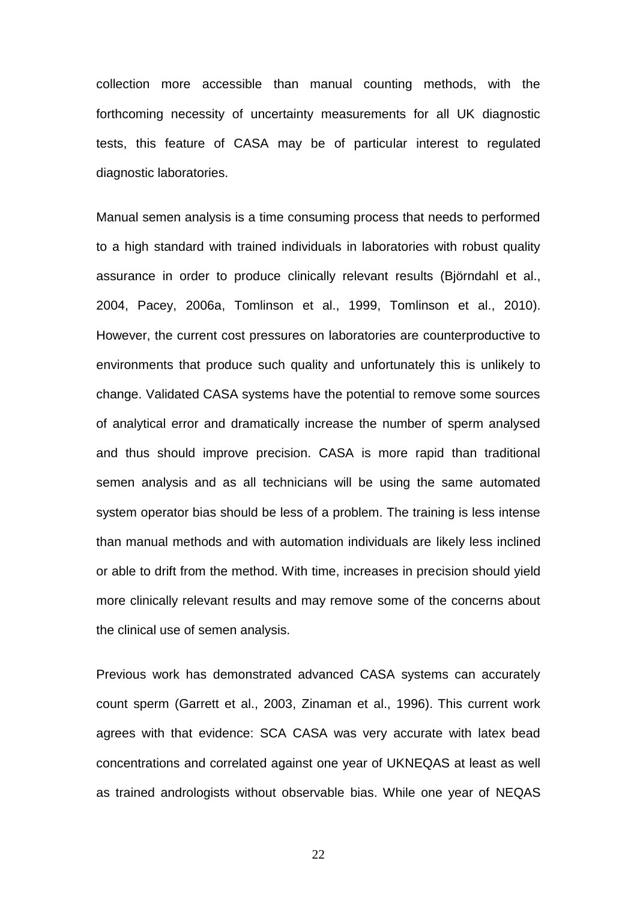collection more accessible than manual counting methods, with the forthcoming necessity of uncertainty measurements for all UK diagnostic tests, this feature of CASA may be of particular interest to regulated diagnostic laboratories.

Manual semen analysis is a time consuming process that needs to performed to a high standard with trained individuals in laboratories with robust quality assurance in order to produce clinically relevant results (Björndahl et al., 2004, Pacey, 2006a, Tomlinson et al., 1999, Tomlinson et al., 2010). However, the current cost pressures on laboratories are counterproductive to environments that produce such quality and unfortunately this is unlikely to change. Validated CASA systems have the potential to remove some sources of analytical error and dramatically increase the number of sperm analysed and thus should improve precision. CASA is more rapid than traditional semen analysis and as all technicians will be using the same automated system operator bias should be less of a problem. The training is less intense than manual methods and with automation individuals are likely less inclined or able to drift from the method. With time, increases in precision should yield more clinically relevant results and may remove some of the concerns about the clinical use of semen analysis.

Previous work has demonstrated advanced CASA systems can accurately count sperm (Garrett et al., 2003, Zinaman et al., 1996). This current work agrees with that evidence: SCA CASA was very accurate with latex bead concentrations and correlated against one year of UKNEQAS at least as well as trained andrologists without observable bias. While one year of NEQAS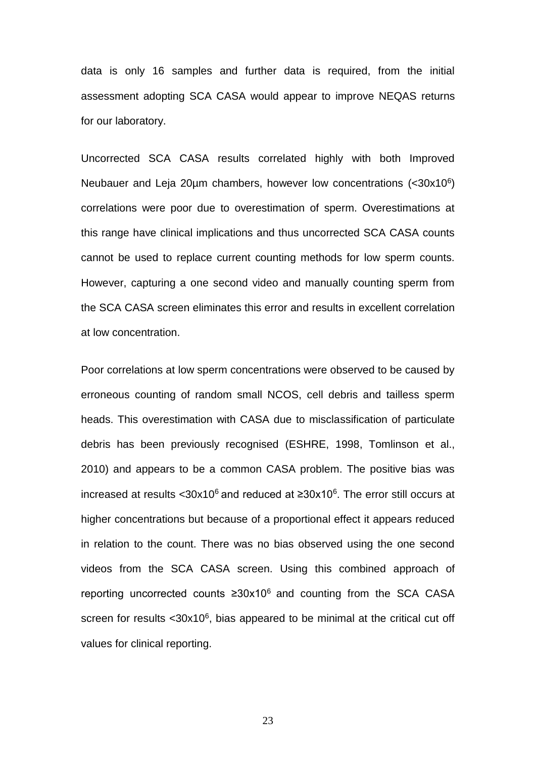data is only 16 samples and further data is required, from the initial assessment adopting SCA CASA would appear to improve NEQAS returns for our laboratory.

Uncorrected SCA CASA results correlated highly with both Improved Neubauer and Leja 20µm chambers, however low concentrations ($<30x10^6$) correlations were poor due to overestimation of sperm. Overestimations at this range have clinical implications and thus uncorrected SCA CASA counts cannot be used to replace current counting methods for low sperm counts. However, capturing a one second video and manually counting sperm from the SCA CASA screen eliminates this error and results in excellent correlation at low concentration.

Poor correlations at low sperm concentrations were observed to be caused by erroneous counting of random small NCOS, cell debris and tailless sperm heads. This overestimation with CASA due to misclassification of particulate debris has been previously recognised (ESHRE, 1998, Tomlinson et al., 2010) and appears to be a common CASA problem. The positive bias was increased at results $<30x10^6$ and reduced at $\geq30x10^6$. The error still occurs at higher concentrations but because of a proportional effect it appears reduced in relation to the count. There was no bias observed using the one second videos from the SCA CASA screen. Using this combined approach of reporting uncorrected counts $\geq30x10^6$ and counting from the SCA CASA screen for results $<30x10^6$, bias appeared to be minimal at the critical cut off values for clinical reporting.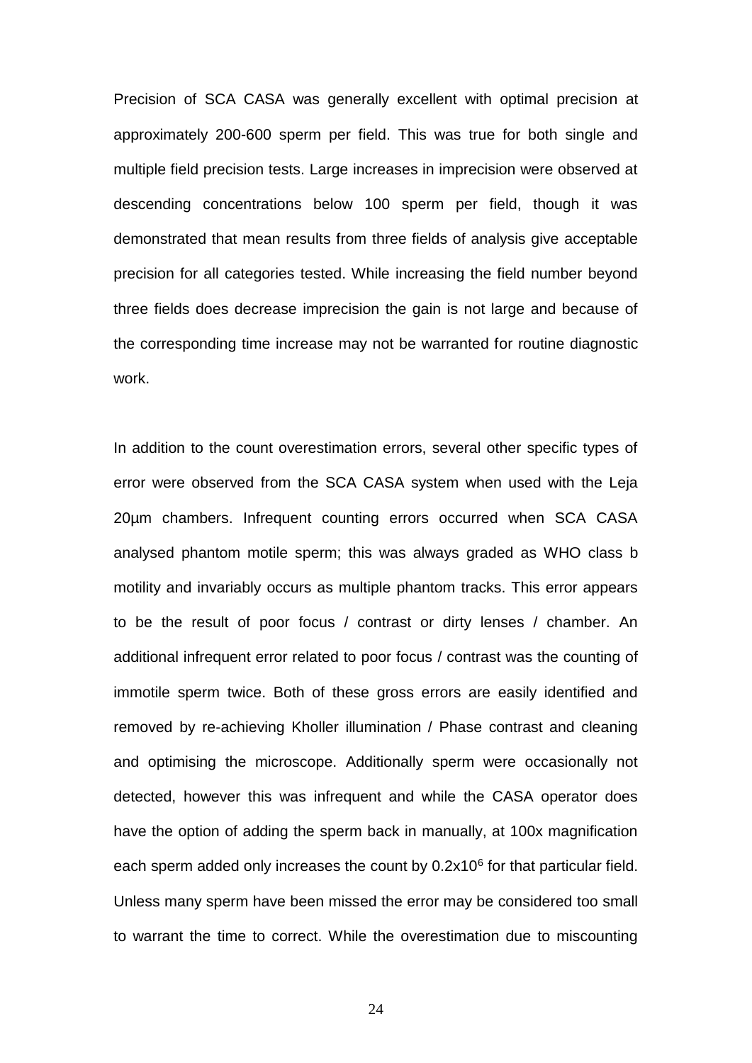Precision of SCA CASA was generally excellent with optimal precision at approximately 200-600 sperm per field. This was true for both single and multiple field precision tests. Large increases in imprecision were observed at descending concentrations below 100 sperm per field, though it was demonstrated that mean results from three fields of analysis give acceptable precision for all categories tested. While increasing the field number beyond three fields does decrease imprecision the gain is not large and because of the corresponding time increase may not be warranted for routine diagnostic work.

In addition to the count overestimation errors, several other specific types of error were observed from the SCA CASA system when used with the Leja 20µm chambers. Infrequent counting errors occurred when SCA CASA analysed phantom motile sperm; this was always graded as WHO class b motility and invariably occurs as multiple phantom tracks. This error appears to be the result of poor focus / contrast or dirty lenses / chamber. An additional infrequent error related to poor focus / contrast was the counting of immotile sperm twice. Both of these gross errors are easily identified and removed by re-achieving Kholler illumination / Phase contrast and cleaning and optimising the microscope. Additionally sperm were occasionally not detected, however this was infrequent and while the CASA operator does have the option of adding the sperm back in manually, at 100x magnification each sperm added only increases the count by $0.2 \times 10^6$ for that particular field. Unless many sperm have been missed the error may be considered too small to warrant the time to correct. While the overestimation due to miscounting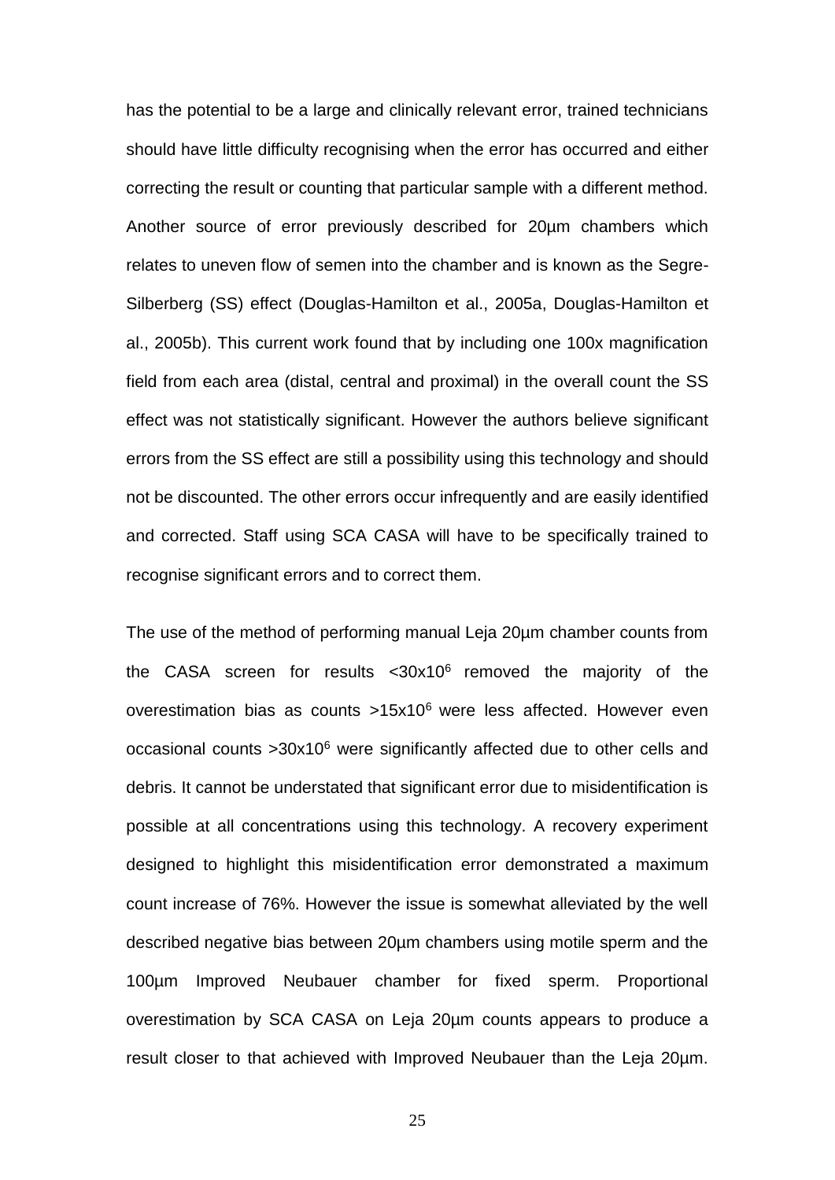has the potential to be a large and clinically relevant error, trained technicians should have little difficulty recognising when the error has occurred and either correcting the result or counting that particular sample with a different method. Another source of error previously described for 20µm chambers which relates to uneven flow of semen into the chamber and is known as the Segre-Silberberg (SS) effect (Douglas-Hamilton et al., 2005a, Douglas-Hamilton et al., 2005b). This current work found that by including one 100x magnification field from each area (distal, central and proximal) in the overall count the SS effect was not statistically significant. However the authors believe significant errors from the SS effect are still a possibility using this technology and should not be discounted. The other errors occur infrequently and are easily identified and corrected. Staff using SCA CASA will have to be specifically trained to recognise significant errors and to correct them.

The use of the method of performing manual Leja 20µm chamber counts from the CASA screen for results $<30x10^6$ removed the majority of the overestimation bias as counts $>15x10^6$ were less affected. However even occasional counts $>30x10^6$ were significantly affected due to other cells and debris. It cannot be understated that significant error due to misidentification is possible at all concentrations using this technology. A recovery experiment designed to highlight this misidentification error demonstrated a maximum count increase of 76%. However the issue is somewhat alleviated by the well described negative bias between 20µm chambers using motile sperm and the 100µm Improved Neubauer chamber for fixed sperm. Proportional overestimation by SCA CASA on Leja 20µm counts appears to produce a result closer to that achieved with Improved Neubauer than the Leja 20µm.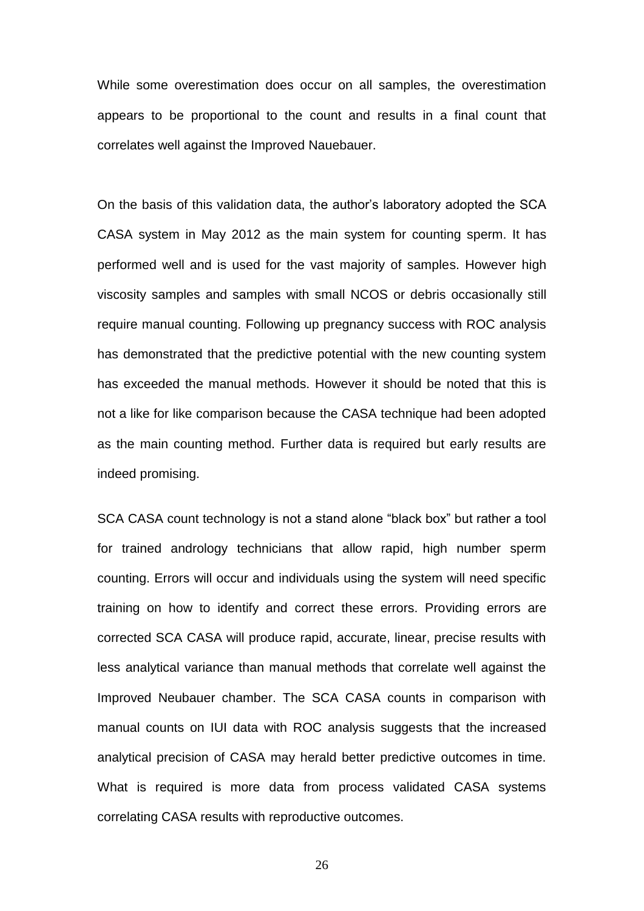While some overestimation does occur on all samples, the overestimation appears to be proportional to the count and results in a final count that correlates well against the Improved Nauebauer.

On the basis of this validation data, the author's laboratory adopted the SCA CASA system in May 2012 as the main system for counting sperm. It has performed well and is used for the vast majority of samples. However high viscosity samples and samples with small NCOS or debris occasionally still require manual counting. Following up pregnancy success with ROC analysis has demonstrated that the predictive potential with the new counting system has exceeded the manual methods. However it should be noted that this is not a like for like comparison because the CASA technique had been adopted as the main counting method. Further data is required but early results are indeed promising.

SCA CASA count technology is not a stand alone "black box" but rather a tool for trained andrology technicians that allow rapid, high number sperm counting. Errors will occur and individuals using the system will need specific training on how to identify and correct these errors. Providing errors are corrected SCA CASA will produce rapid, accurate, linear, precise results with less analytical variance than manual methods that correlate well against the Improved Neubauer chamber. The SCA CASA counts in comparison with manual counts on IUI data with ROC analysis suggests that the increased analytical precision of CASA may herald better predictive outcomes in time. What is required is more data from process validated CASA systems correlating CASA results with reproductive outcomes.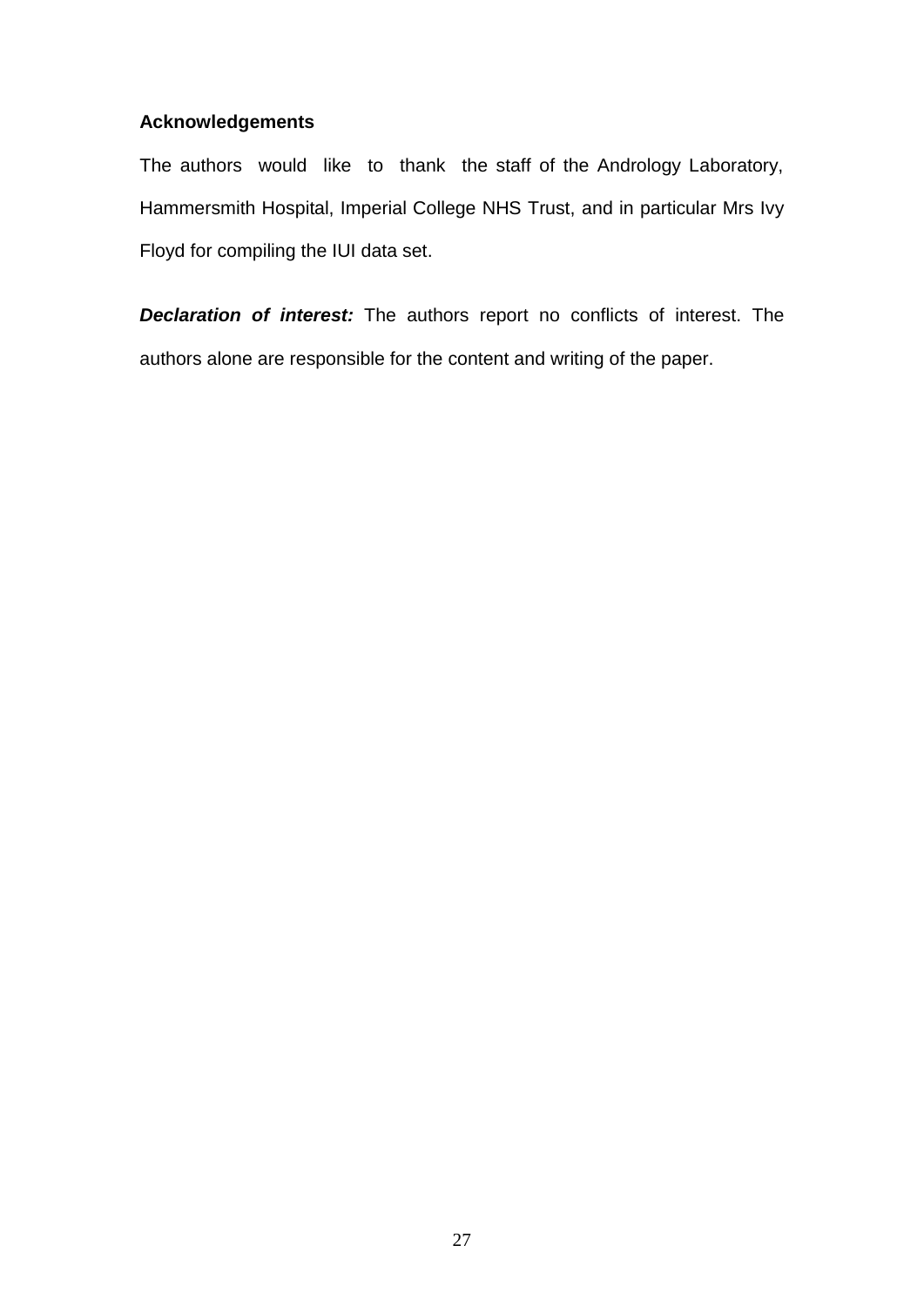## Acknowledgements

The authors would like to thank the staff of the Andrology Laboratory, Hammersmith Hospital, Imperial College NHS Trust, and in particular Mrs Ivy Floyd for compiling the IUI data set.

***Declaration of interest:*** The authors report no conflicts of interest. The authors alone are responsible for the content and writing of the paper.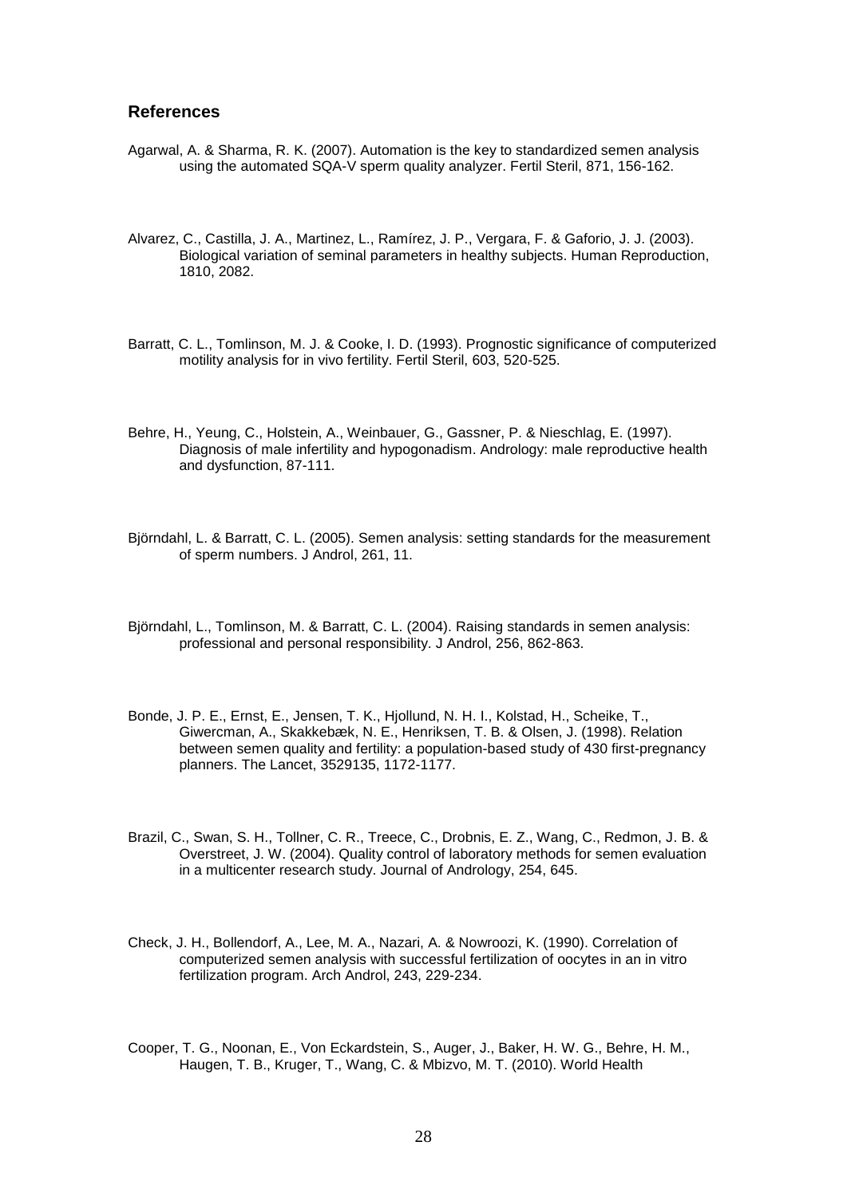## References

Agarwal, A. & Sharma, R. K. (2007). Automation is the key to standardized semen analysis using the automated SQA-V sperm quality analyzer. Fertil Steril, 871, 156-162.

Alvarez, C., Castilla, J. A., Martinez, L., Ramírez, J. P., Vergara, F. & Gaforio, J. J. (2003). Biological variation of seminal parameters in healthy subjects. Human Reproduction, 1810, 2082.

Barratt, C. L., Tomlinson, M. J. & Cooke, I. D. (1993). Prognostic significance of computerized motility analysis for in vivo fertility. Fertil Steril, 603, 520-525.

Behre, H., Yeung, C., Holstein, A., Weinbauer, G., Gassner, P. & Nieschlag, E. (1997). Diagnosis of male infertility and hypogonadism. Andrology: male reproductive health and dysfunction, 87-111.

Björndahl, L. & Barratt, C. L. (2005). Semen analysis: setting standards for the measurement of sperm numbers. J Androl, 261, 11.

Björndahl, L., Tomlinson, M. & Barratt, C. L. (2004). Raising standards in semen analysis: professional and personal responsibility. J Androl, 256, 862-863.

Bonde, J. P. E., Ernst, E., Jensen, T. K., Hjollund, N. H. I., Kolstad, H., Scheike, T., Giwercman, A., Skakkebæk, N. E., Henriksen, T. B. & Olsen, J. (1998). Relation between semen quality and fertility: a population-based study of 430 first-pregnancy planners. The Lancet, 3529135, 1172-1177.

Brazil, C., Swan, S. H., Tollner, C. R., Treece, C., Drobnis, E. Z., Wang, C., Redmon, J. B. & Overstreet, J. W. (2004). Quality control of laboratory methods for semen evaluation in a multicenter research study. Journal of Andrology, 254, 645.

Check, J. H., Bollendorf, A., Lee, M. A., Nazari, A. & Nowroozi, K. (1990). Correlation of computerized semen analysis with successful fertilization of oocytes in an in vitro fertilization program. Arch Androl, 243, 229-234.

Cooper, T. G., Noonan, E., Von Eckardstein, S., Auger, J., Baker, H. W. G., Behre, H. M., Haugen, T. B., Kruger, T., Wang, C. & Mbizvo, M. T. (2010). World Health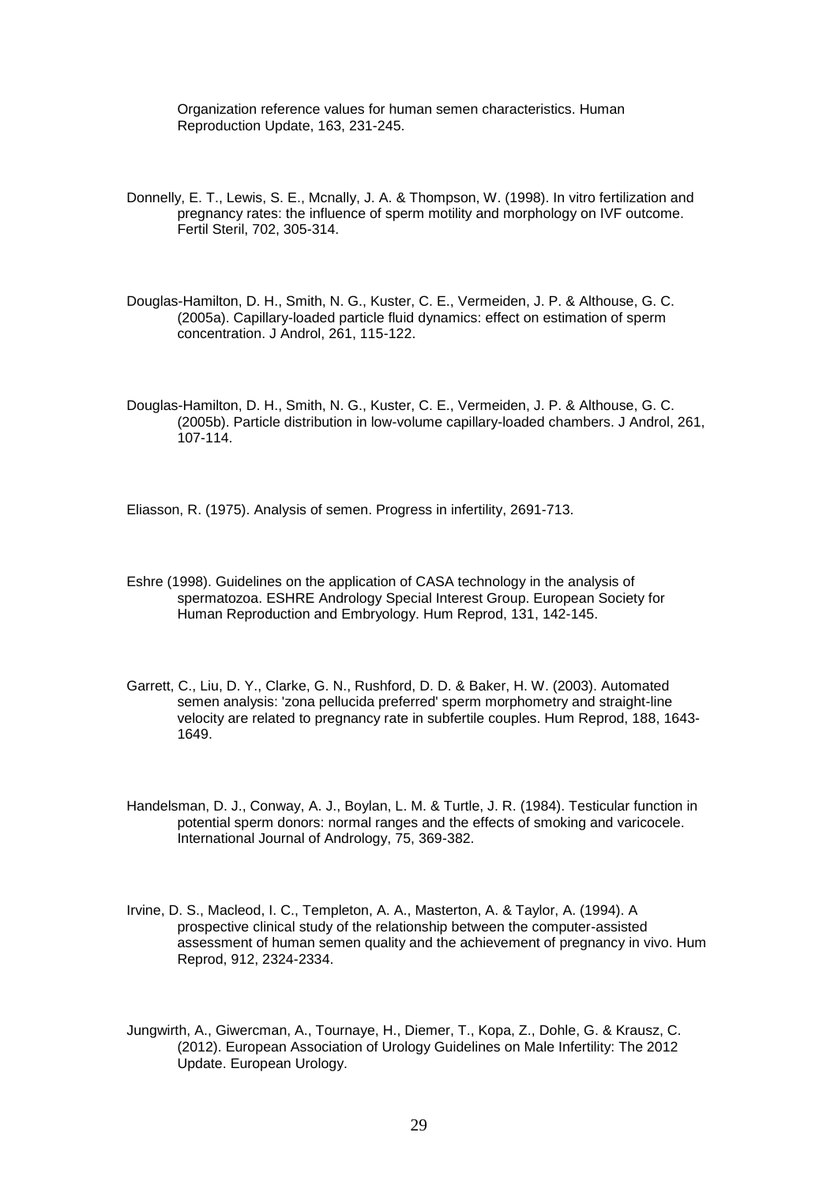Organization reference values for human semen characteristics. Human Reproduction Update, 163, 231-245.

Donnelly, E. T., Lewis, S. E., Mcnally, J. A. & Thompson, W. (1998). In vitro fertilization and pregnancy rates: the influence of sperm motility and morphology on IVF outcome. Fertil Steril, 702, 305-314.

Douglas-Hamilton, D. H., Smith, N. G., Kuster, C. E., Vermeiden, J. P. & Althouse, G. C. (2005a). Capillary-loaded particle fluid dynamics: effect on estimation of sperm concentration. J Androl, 261, 115-122.

Douglas-Hamilton, D. H., Smith, N. G., Kuster, C. E., Vermeiden, J. P. & Althouse, G. C. (2005b). Particle distribution in low-volume capillary-loaded chambers. J Androl, 261, 107-114.

Eliasson, R. (1975). Analysis of semen. Progress in infertility, 2691-713.

Eshre (1998). Guidelines on the application of CASA technology in the analysis of spermatozoa. ESHRE Andrology Special Interest Group. European Society for Human Reproduction and Embryology. Hum Reprod, 131, 142-145.

Garrett, C., Liu, D. Y., Clarke, G. N., Rushford, D. D. & Baker, H. W. (2003). Automated semen analysis: 'zona pellucida preferred' sperm morphometry and straight-line velocity are related to pregnancy rate in subfertile couples. Hum Reprod, 188, 1643-1649.

Handelsman, D. J., Conway, A. J., Boylan, L. M. & Turtle, J. R. (1984). Testicular function in potential sperm donors: normal ranges and the effects of smoking and varicocele. International Journal of Andrology, 75, 369-382.

Irvine, D. S., Macleod, I. C., Templeton, A. A., Masterton, A. & Taylor, A. (1994). A prospective clinical study of the relationship between the computer-assisted assessment of human semen quality and the achievement of pregnancy in vivo. Hum Reprod, 912, 2324-2334.

Jungwirth, A., Giwercman, A., Tournaye, H., Diemer, T., Kopa, Z., Dohle, G. & Krausz, C. (2012). European Association of Urology Guidelines on Male Infertility: The 2012 Update. European Urology.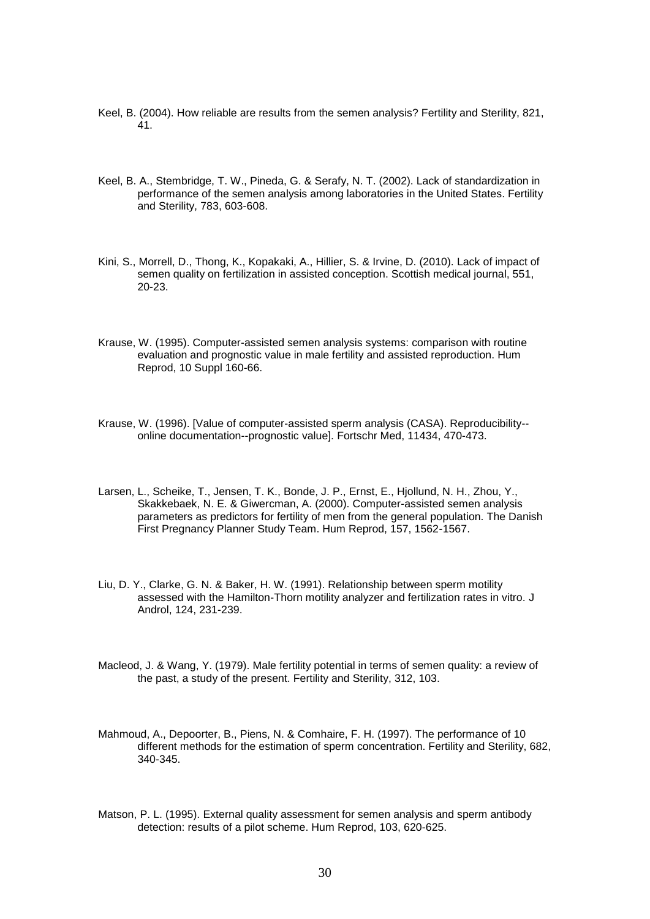Keel, B. (2004). How reliable are results from the semen analysis? Fertility and Sterility, 821, 41.

Keel, B. A., Stembridge, T. W., Pineda, G. & Serafy, N. T. (2002). Lack of standardization in performance of the semen analysis among laboratories in the United States. Fertility and Sterility, 783, 603-608.

Kini, S., Morrell, D., Thong, K., Kopakaki, A., Hillier, S. & Irvine, D. (2010). Lack of impact of semen quality on fertilization in assisted conception. Scottish medical journal, 551, 20-23.

Krause, W. (1995). Computer-assisted semen analysis systems: comparison with routine evaluation and prognostic value in male fertility and assisted reproduction. Hum Reprod, 10 Suppl 160-66.

Krause, W. (1996). [Value of computer-assisted sperm analysis (CASA). Reproducibility--online documentation--prognostic value]. Fortschr Med, 11434, 470-473.

Larsen, L., Scheike, T., Jensen, T. K., Bonde, J. P., Ernst, E., Hjollund, N. H., Zhou, Y., Skakkebaek, N. E. & Giwercman, A. (2000). Computer-assisted semen analysis parameters as predictors for fertility of men from the general population. The Danish First Pregnancy Planner Study Team. Hum Reprod, 157, 1562-1567.

Liu, D. Y., Clarke, G. N. & Baker, H. W. (1991). Relationship between sperm motility assessed with the Hamilton-Thorn motility analyzer and fertilization rates in vitro. J Androl, 124, 231-239.

Macleod, J. & Wang, Y. (1979). Male fertility potential in terms of semen quality: a review of the past, a study of the present. Fertility and Sterility, 312, 103.

Mahmoud, A., Depoorter, B., Piens, N. & Comhaire, F. H. (1997). The performance of 10 different methods for the estimation of sperm concentration. Fertility and Sterility, 682, 340-345.

Matson, P. L. (1995). External quality assessment for semen analysis and sperm antibody detection: results of a pilot scheme. Hum Reprod, 103, 620-625.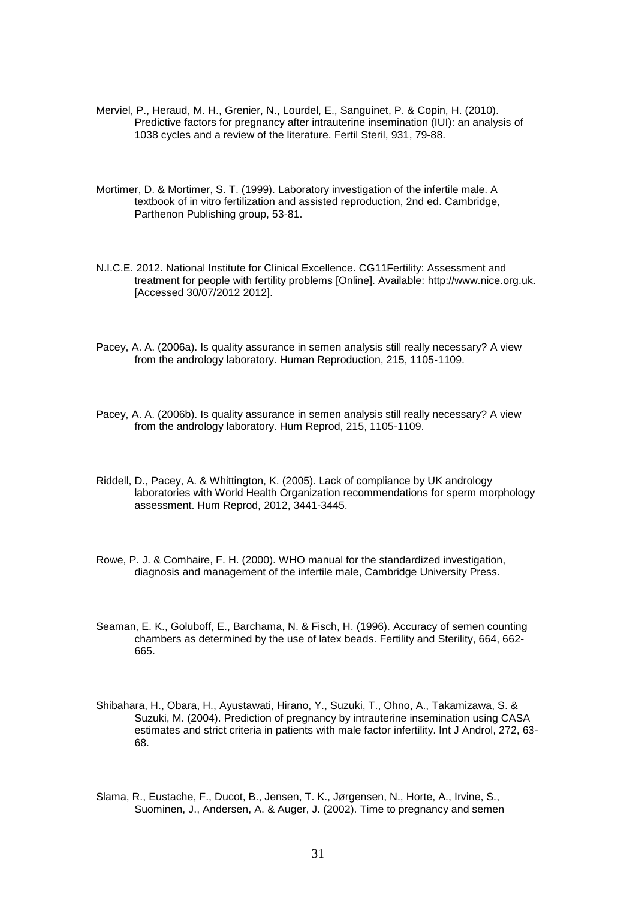Merviel, P., Heraud, M. H., Grenier, N., Lourdel, E., Sanguinet, P. & Copin, H. (2010). Predictive factors for pregnancy after intrauterine insemination (IUI): an analysis of 1038 cycles and a review of the literature. Fertil Steril, 931, 79-88.

Mortimer, D. & Mortimer, S. T. (1999). Laboratory investigation of the infertile male. A textbook of in vitro fertilization and assisted reproduction, 2nd ed. Cambridge, Parthenon Publishing group, 53-81.

N.I.C.E. 2012. National Institute for Clinical Excellence. CG11Fertility: Assessment and treatment for people with fertility problems [Online]. Available: http://www.nice.org.uk. [Accessed 30/07/2012 2012].

Pacey, A. A. (2006a). Is quality assurance in semen analysis still really necessary? A view from the andrology laboratory. Human Reproduction, 215, 1105-1109.

Pacey, A. A. (2006b). Is quality assurance in semen analysis still really necessary? A view from the andrology laboratory. Hum Reprod, 215, 1105-1109.

Riddell, D., Pacey, A. & Whittington, K. (2005). Lack of compliance by UK andrology laboratories with World Health Organization recommendations for sperm morphology assessment. Hum Reprod, 2012, 3441-3445.

Rowe, P. J. & Comhaire, F. H. (2000). WHO manual for the standardized investigation, diagnosis and management of the infertile male, Cambridge University Press.

Seaman, E. K., Goluboff, E., Barchama, N. & Fisch, H. (1996). Accuracy of semen counting chambers as determined by the use of latex beads. Fertility and Sterility, 664, 662-665.

Shibahara, H., Obara, H., Ayustawati, Hirano, Y., Suzuki, T., Ohno, A., Takamizawa, S. & Suzuki, M. (2004). Prediction of pregnancy by intrauterine insemination using CASA estimates and strict criteria in patients with male factor infertility. Int J Androl, 272, 63-68.

Slama, R., Eustache, F., Ducot, B., Jensen, T. K., Jørgensen, N., Horte, A., Irvine, S., Suominen, J., Andersen, A. & Auger, J. (2002). Time to pregnancy and semen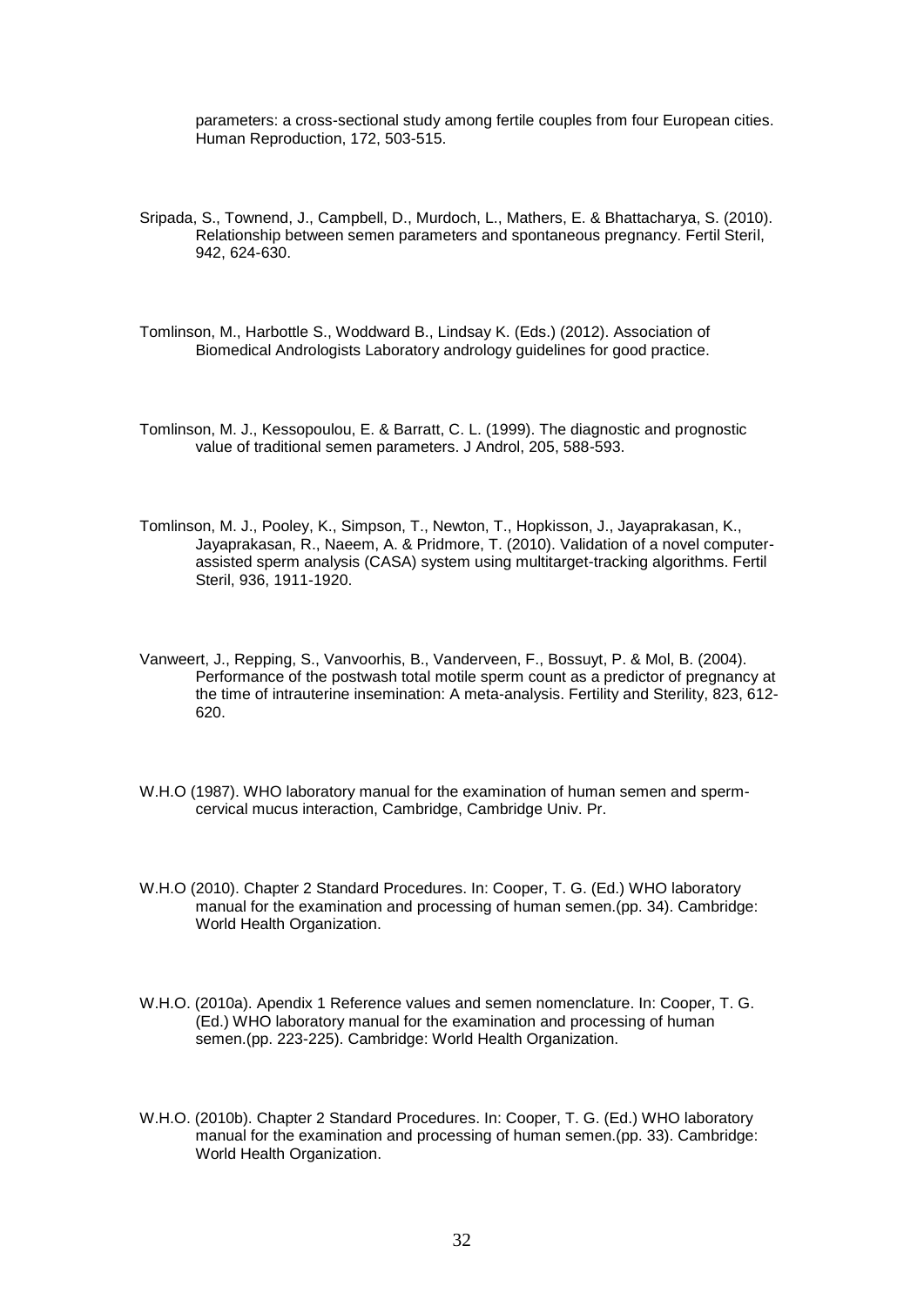parameters: a cross-sectional study among fertile couples from four European cities. Human Reproduction, 172, 503-515.

Sripada, S., Townend, J., Campbell, D., Murdoch, L., Mathers, E. & Bhattacharya, S. (2010). Relationship between semen parameters and spontaneous pregnancy. Fertil Steril, 942, 624-630.

Tomlinson, M., Harbottle S., Woddward B., Lindsay K. (Eds.) (2012). Association of Biomedical Andrologists Laboratory andrology guidelines for good practice.

Tomlinson, M. J., Kessopoulou, E. & Barratt, C. L. (1999). The diagnostic and prognostic value of traditional semen parameters. J Androl, 205, 588-593.

Tomlinson, M. J., Pooley, K., Simpson, T., Newton, T., Hopkisson, J., Jayaprakasan, K., Jayaprakasan, R., Naeem, A. & Pridmore, T. (2010). Validation of a novel computer-assisted sperm analysis (CASA) system using multitarget-tracking algorithms. Fertil Steril, 936, 1911-1920.

Vanweert, J., Repping, S., Vanvoorhis, B., Vanderveen, F., Bossuyt, P. & Mol, B. (2004). Performance of the postwash total motile sperm count as a predictor of pregnancy at the time of intrauterine insemination: A meta-analysis. Fertility and Sterility, 823, 612-620.

W.H.O (1987). WHO laboratory manual for the examination of human semen and sperm-cervical mucus interaction, Cambridge, Cambridge Univ. Pr.

W.H.O (2010). Chapter 2 Standard Procedures. In: Cooper, T. G. (Ed.) WHO laboratory manual for the examination and processing of human semen.(pp. 34). Cambridge: World Health Organization.

W.H.O. (2010a). Apendix 1 Reference values and semen nomenclature. In: Cooper, T. G. (Ed.) WHO laboratory manual for the examination and processing of human semen.(pp. 223-225). Cambridge: World Health Organization.

W.H.O. (2010b). Chapter 2 Standard Procedures. In: Cooper, T. G. (Ed.) WHO laboratory manual for the examination and processing of human semen.(pp. 33). Cambridge: World Health Organization.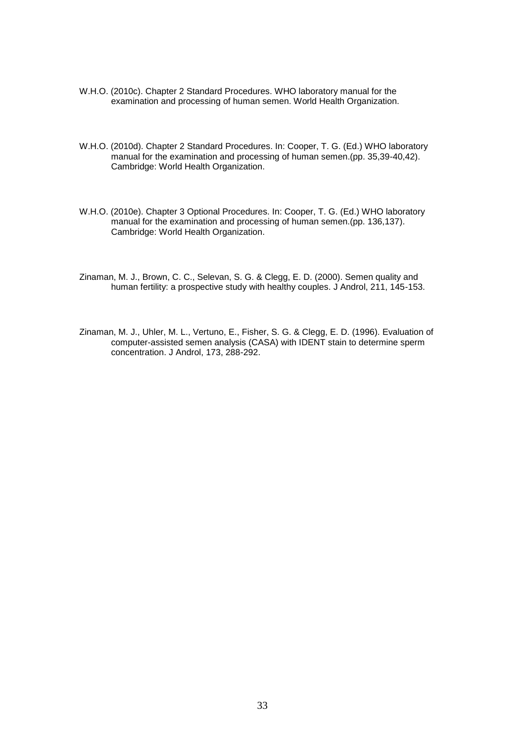W.H.O. (2010c). Chapter 2 Standard Procedures. WHO laboratory manual for the examination and processing of human semen. World Health Organization.

W.H.O. (2010d). Chapter 2 Standard Procedures. In: Cooper, T. G. (Ed.) WHO laboratory manual for the examination and processing of human semen.(pp. 35,39-40,42). Cambridge: World Health Organization.

W.H.O. (2010e). Chapter 3 Optional Procedures. In: Cooper, T. G. (Ed.) WHO laboratory manual for the examination and processing of human semen.(pp. 136,137). Cambridge: World Health Organization.

Zinaman, M. J., Brown, C. C., Selevan, S. G. & Clegg, E. D. (2000). Semen quality and human fertility: a prospective study with healthy couples. J Androl, 211, 145-153.

Zinaman, M. J., Uhler, M. L., Vertuno, E., Fisher, S. G. & Clegg, E. D. (1996). Evaluation of computer-assisted semen analysis (CASA) with IDENT stain to determine sperm concentration. J Androl, 173, 288-292.